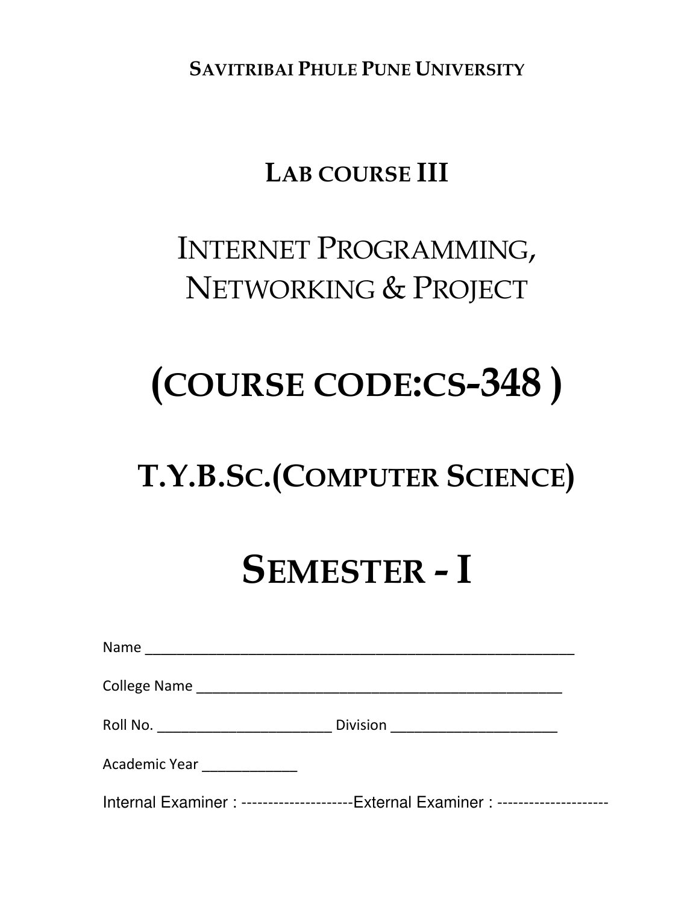**SAVITRIBAI PHULE PUNE UNIVERSITY**

# LAB COURSE III

# INTERNET PROGRAMMING, NETWORKING & PROJECT

# (COURSE CODE:CS-348 )

# T.Y.B.SC.(COMPUTER SCIENCE)

# SEMESTER - I

Name ______________________________________________________

College Name ______________________________________________

Roll No. ______________________ Division _____________________

Academic Year ____________

Internal Examiner : ---------------------External Examiner : ---------------------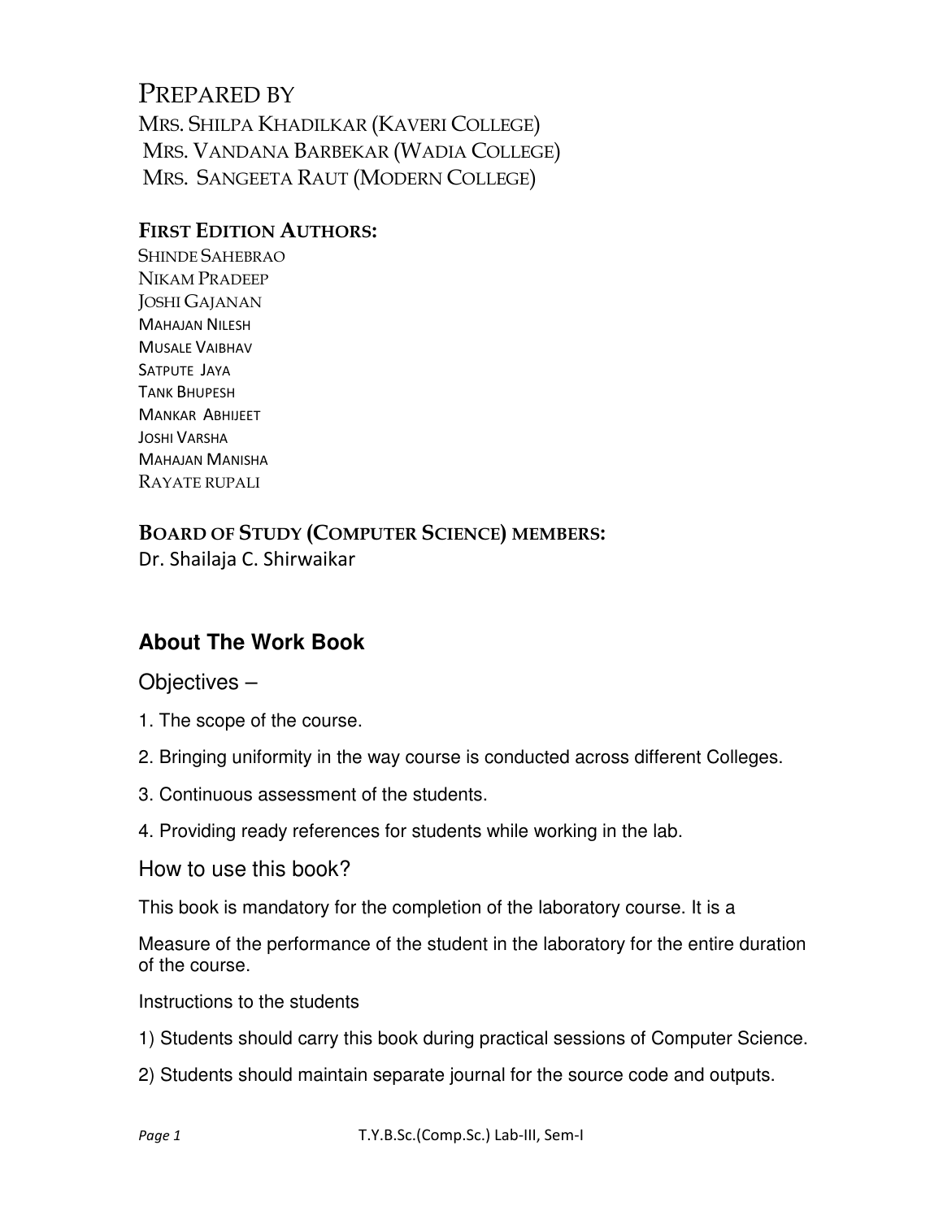# PREPARED BY

MRS. SHILPA KHADILKAR (KAVERI COLLEGE)
MRS. VANDANA BARBEKAR (WADIA COLLEGE)
MRS. SANGEETA RAUT (MODERN COLLEGE)

**FIRST EDITION AUTHORS:**

SHINDE SAHEBRAO
NIKAM PRADEEP
JOSHI GAJANAN
MAHAJAN NILESH
MUSALE VAIBHAV
SATPUTE JAYA
TANK BHUPESH
MANKAR ABHIJEET
JOSHI VARSHA
MAHAJAN MANISHA
RAYATE RUPALI

**BOARD OF STUDY (COMPUTER SCIENCE) MEMBERS:**

Dr. Shailaja C. Shirwaikar

## About The Work Book

### Objectives –

1. The scope of the course.
2. Bringing uniformity in the way course is conducted across different Colleges.
3. Continuous assessment of the students.
4. Providing ready references for students while working in the lab.

### How to use this book?

This book is mandatory for the completion of the laboratory course. It is a

Measure of the performance of the student in the laboratory for the entire duration of the course.

Instructions to the students

1) Students should carry this book during practical sessions of Computer Science.

2) Students should maintain separate journal for the source code and outputs.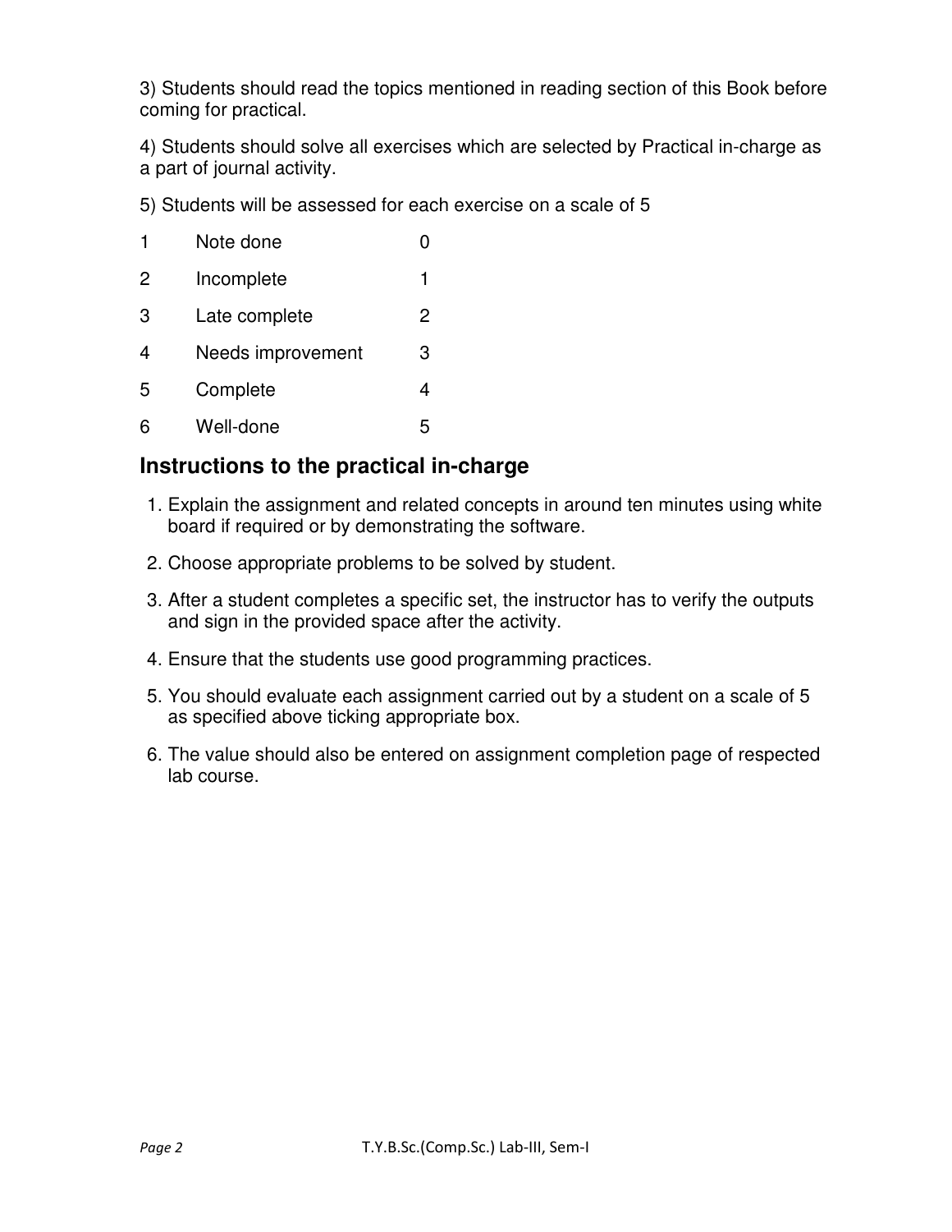3) Students should read the topics mentioned in reading section of this Book before coming for practical.

4) Students should solve all exercises which are selected by Practical in-charge as a part of journal activity.

5) Students will be assessed for each exercise on a scale of 5

| | | |
|---|---|---|
| 1 | Note done | 0 |
| 2 | Incomplete | 1 |
| 3 | Late complete | 2 |
| 4 | Needs improvement | 3 |
| 5 | Complete | 4 |
| 6 | Well-done | 5 |

## Instructions to the practical in-charge

1. Explain the assignment and related concepts in around ten minutes using white board if required or by demonstrating the software.
2. Choose appropriate problems to be solved by student.
3. After a student completes a specific set, the instructor has to verify the outputs and sign in the provided space after the activity.
4. Ensure that the students use good programming practices.
5. You should evaluate each assignment carried out by a student on a scale of 5 as specified above ticking appropriate box.
6. The value should also be entered on assignment completion page of respected lab course.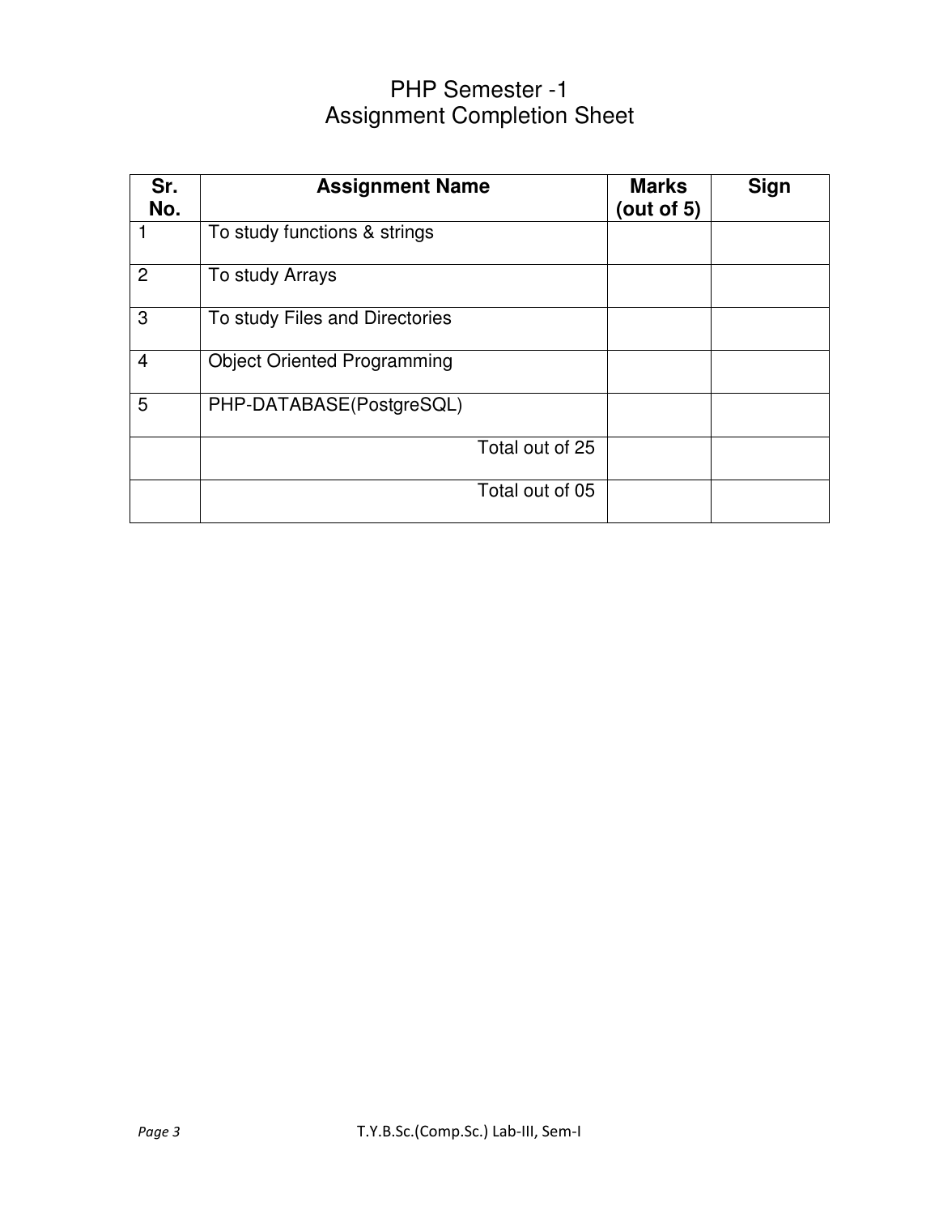# PHP Semester -1
## Assignment Completion Sheet

| Sr. No. | Assignment Name | Marks (out of 5) | Sign |
|---|---|---|---|
| 1 | To study functions & strings | | |
| 2 | To study Arrays | | |
| 3 | To study Files and Directories | | |
| 4 | Object Oriented Programming | | |
| 5 | PHP-DATABASE(PostgreSQL) | | |
| | Total out of 25 | | |
| | Total out of 05 | | |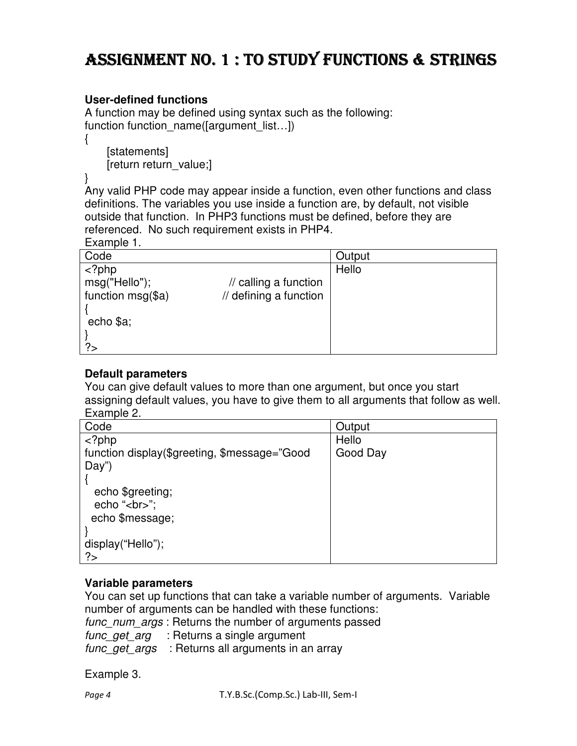# Assignment No. 1 : To Study Functions & Strings

**User-defined functions**

A function may be defined using syntax such as the following:

```
function function_name([argument_list…])
{
     [statements]
     [return return_value;]
}
```

Any valid PHP code may appear inside a function, even other functions and class definitions. The variables you use inside a function are, by default, not visible outside that function. In PHP3 functions must be defined, before they are referenced. No such requirement exists in PHP4.

Example 1.

| Code | Output |
|---|---|
| <?php<br>msg("Hello");                    // calling a function<br>function msg($a)            // defining a function<br>{<br> echo $a;<br>}<br>?> | Hello |

**Default parameters**

You can give default values to more than one argument, but once you start assigning default values, you have to give them to all arguments that follow as well.

Example 2.

| Code | Output |
|---|---|
| <?php<br>function display($greeting, $message="Good Day")<br>{<br>   echo $greeting;<br>   echo "<br>";<br>  echo $message;<br>}<br>display("Hello");<br>?> | Hello<br>Good Day |

**Variable parameters**

You can set up functions that can take a variable number of arguments. Variable number of arguments can be handled with these functions:

*func_num_args* : Returns the number of arguments passed
*func_get_arg*     : Returns a single argument
*func_get_args*    : Returns all arguments in an array

Example 3.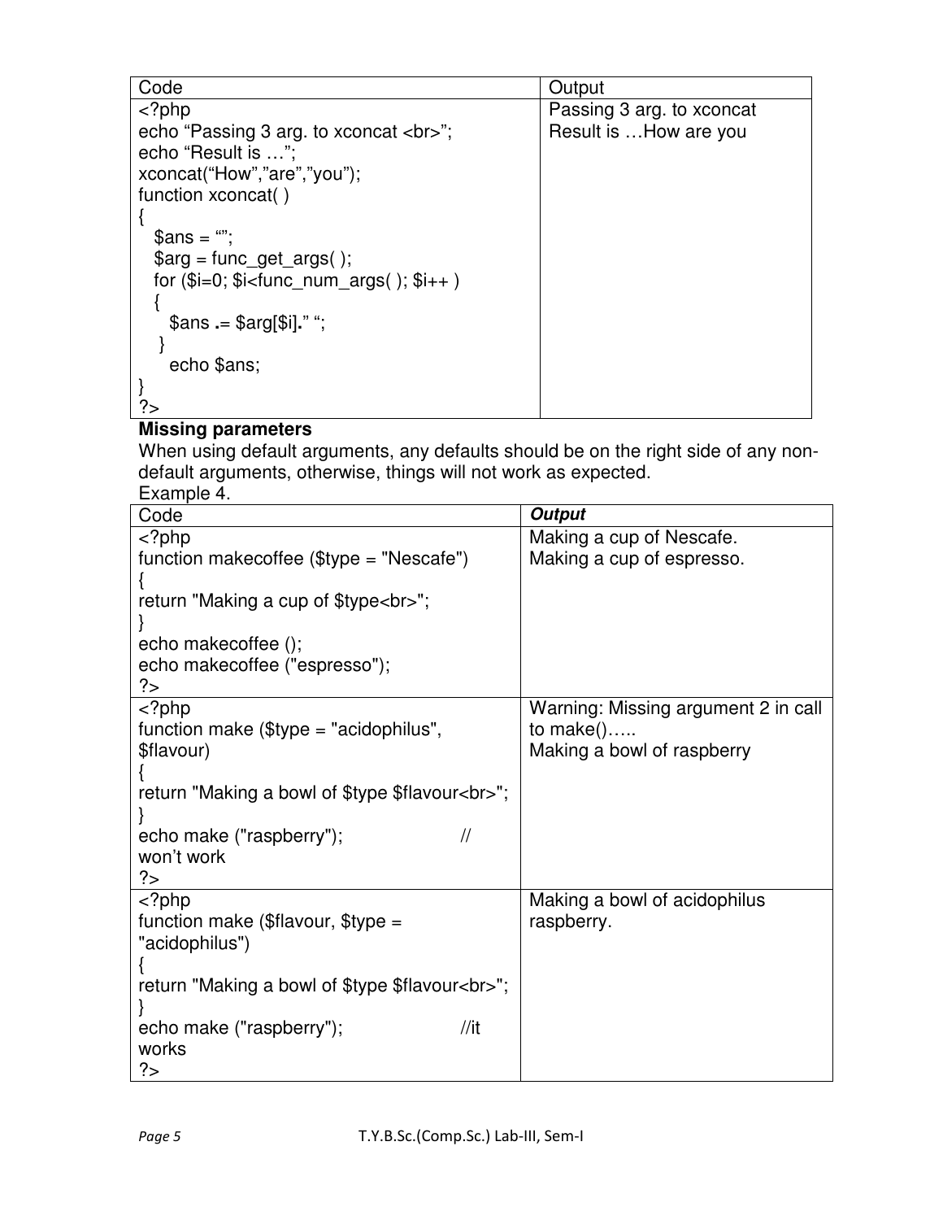| Code | Output |
| --- | --- |
| `<?php`<br>`echo "Passing 3 arg. to xconcat <br>";`<br>`echo "Result is …";`<br>`xconcat("How","are","you");`<br>`function xconcat( )`<br>`{`<br>`  $ans = "";`<br>`  $arg = func_get_args( );`<br>`  for ($i=0; $i<func_num_args( ); $i++ )`<br>`  {`<br>`    $ans .= $arg[$i]." ";`<br>`  }`<br>`    echo $ans;`<br>`}`<br>`?>` | Passing 3 arg. to xconcat<br>Result is …How are you |

**Missing parameters**

When using default arguments, any defaults should be on the right side of any non-default arguments, otherwise, things will not work as expected.

Example 4.

| Code | ***Output*** |
| --- | --- |
| `<?php`<br>`function makecoffee ($type = "Nescafe")`<br>`{`<br>`return "Making a cup of $type<br>";`<br>`}`<br>`echo makecoffee ();`<br>`echo makecoffee ("espresso");`<br>`?>` | Making a cup of Nescafe.<br>Making a cup of espresso. |
| `<?php`<br>`function make ($type = "acidophilus", $flavour)`<br>`{`<br>`return "Making a bowl of $type $flavour<br>";`<br>`}`<br>`echo make ("raspberry");          // won't work`<br>`?>` | Warning: Missing argument 2 in call to make()…..<br>Making a bowl of raspberry |
| `<?php`<br>`function make ($flavour, $type = "acidophilus")`<br>`{`<br>`return "Making a bowl of $type $flavour<br>";`<br>`}`<br>`echo make ("raspberry");          //it works`<br>`?>` | Making a bowl of acidophilus raspberry. |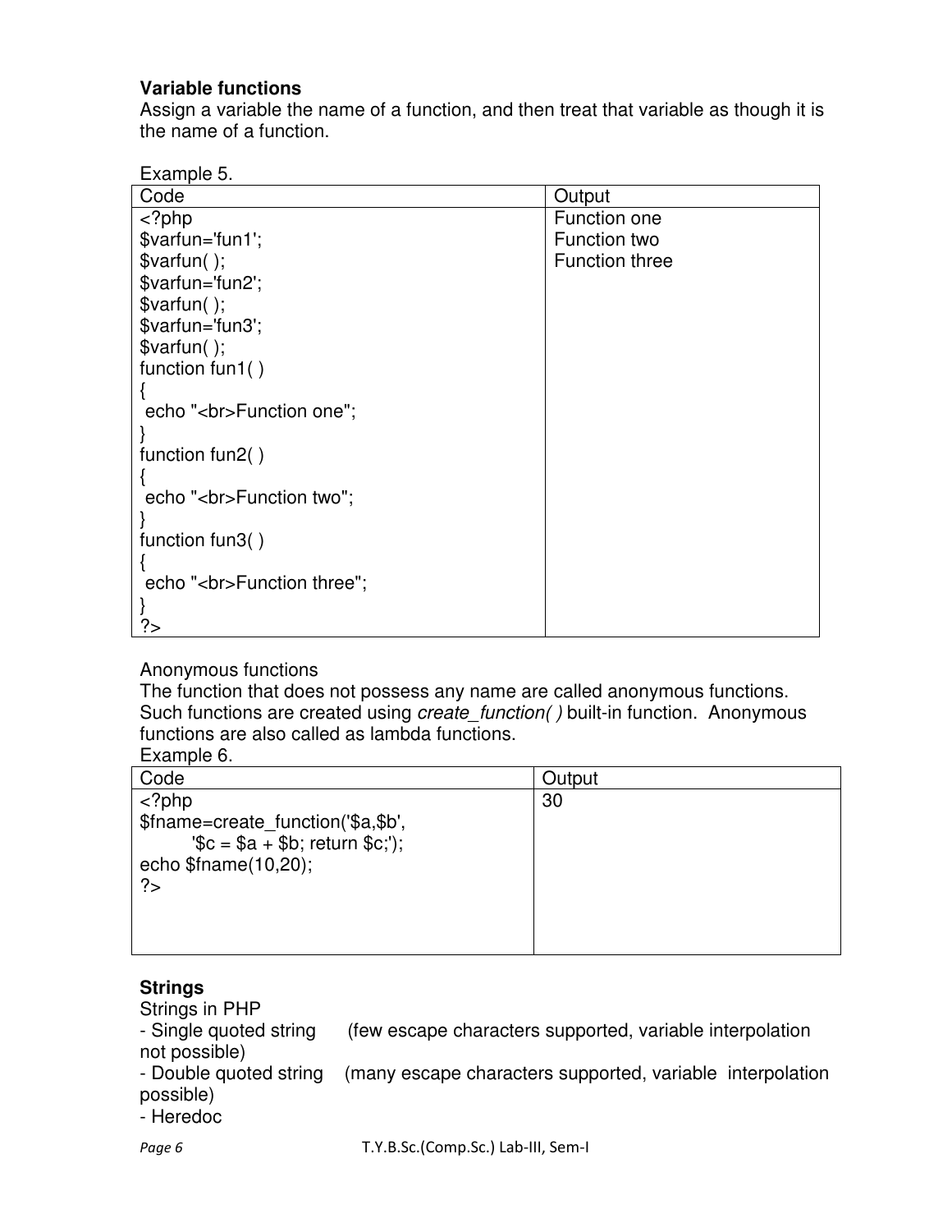**Variable functions**

Assign a variable the name of a function, and then treat that variable as though it is the name of a function.

Example 5.

| Code | Output |
|---|---|
| <pre>&lt;?php<br>$varfun='fun1';<br>$varfun( );<br>$varfun='fun2';<br>$varfun( );<br>$varfun='fun3';<br>$varfun( );<br>function fun1( )<br>{<br> echo "&lt;br&gt;Function one";<br>}<br>function fun2( )<br>{<br> echo "&lt;br&gt;Function two";<br>}<br>function fun3( )<br>{<br> echo "&lt;br&gt;Function three";<br>}<br>?&gt;</pre> | Function one<br>Function two<br>Function three |

Anonymous functions

The function that does not possess any name are called anonymous functions. Such functions are created using *create_function( )* built-in function. Anonymous functions are also called as lambda functions.

Example 6.

| Code | Output |
|---|---|
| <pre>&lt;?php<br>$fname=create_function('$a,$b',<br>        '$c = $a + $b; return $c;');<br>echo $fname(10,20);<br>?&gt;</pre> | 30 |

**Strings**

Strings in PHP

- Single quoted string (few escape characters supported, variable interpolation not possible)
- Double quoted string (many escape characters supported, variable interpolation possible)
- Heredoc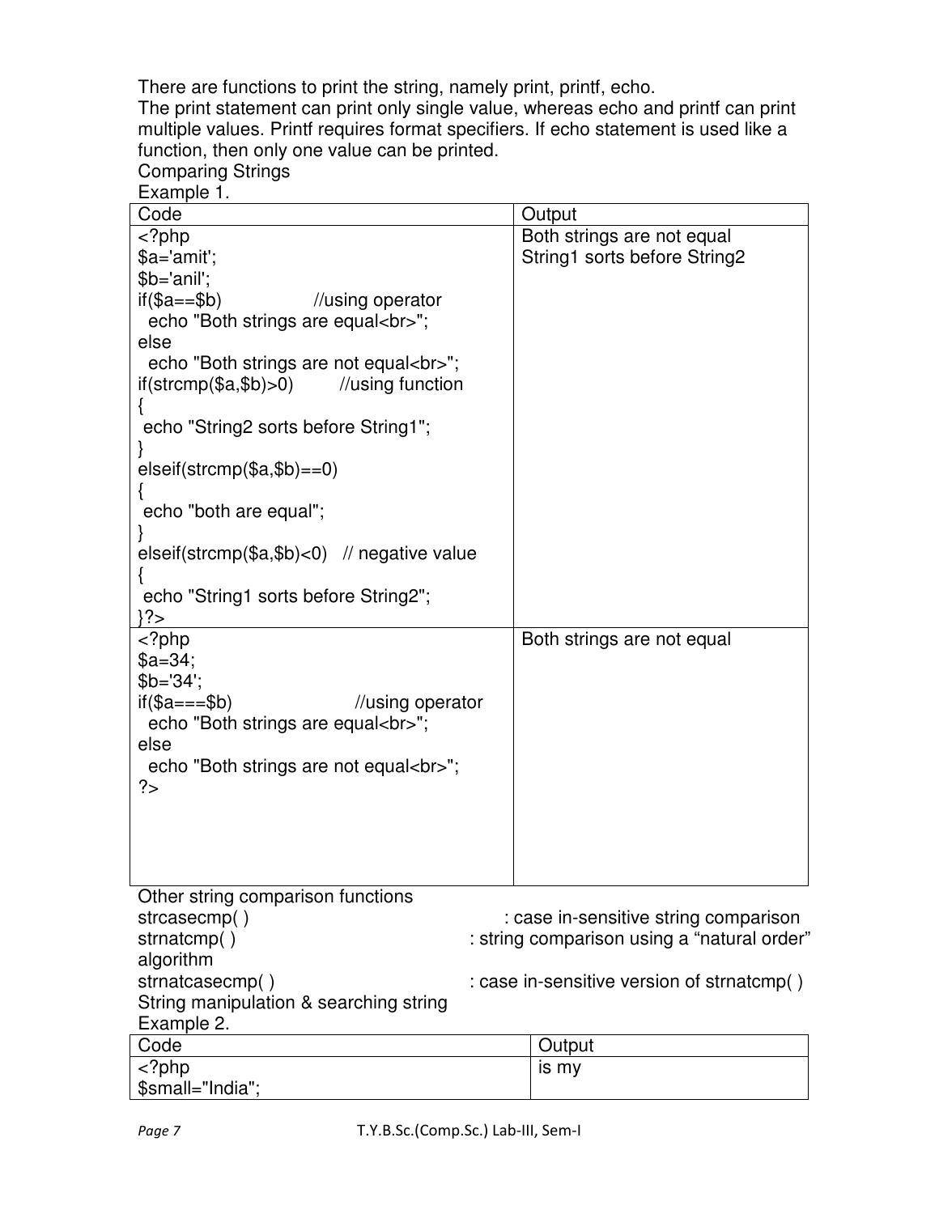There are functions to print the string, namely print, printf, echo.
The print statement can print only single value, whereas echo and printf can print multiple values. Printf requires format specifiers. If echo statement is used like a function, then only one value can be printed.

Comparing Strings

Example 1.

<table>
<tr><th>Code</th><th>Output</th></tr>
<tr><td><pre>&lt;?php
$a='amit';
$b='anil';
if($a==$b)              //using operator
  echo "Both strings are equal&lt;br&gt;";
else
  echo "Both strings are not equal&lt;br&gt;";
if(strcmp($a,$b)&gt;0)        //using function
{
 echo "String2 sorts before String1";
}
elseif(strcmp($a,$b)==0)
{
 echo "both are equal";
}
elseif(strcmp($a,$b)&lt;0)   // negative value
{
 echo "String1 sorts before String2";
}?&gt;</pre></td><td>Both strings are not equal<br>String1 sorts before String2</td></tr>
<tr><td><pre>&lt;?php
$a=34;
$b='34';
if($a===$b)                    //using operator
  echo "Both strings are equal&lt;br&gt;";
else
  echo "Both strings are not equal&lt;br&gt;";
?&gt;</pre></td><td>Both strings are not equal</td></tr>
</table>

Other string comparison functions

strcasecmp( ) : case in-sensitive string comparison

strnatcmp( ) : string comparison using a “natural order” algorithm

strnatcasecmp( ) : case in-sensitive version of strnatcmp( )

String manipulation & searching string

Example 2.

<table>
<tr><th>Code</th><th>Output</th></tr>
<tr><td><pre>&lt;?php
$small="India";</pre></td><td>is my</td></tr>
</table>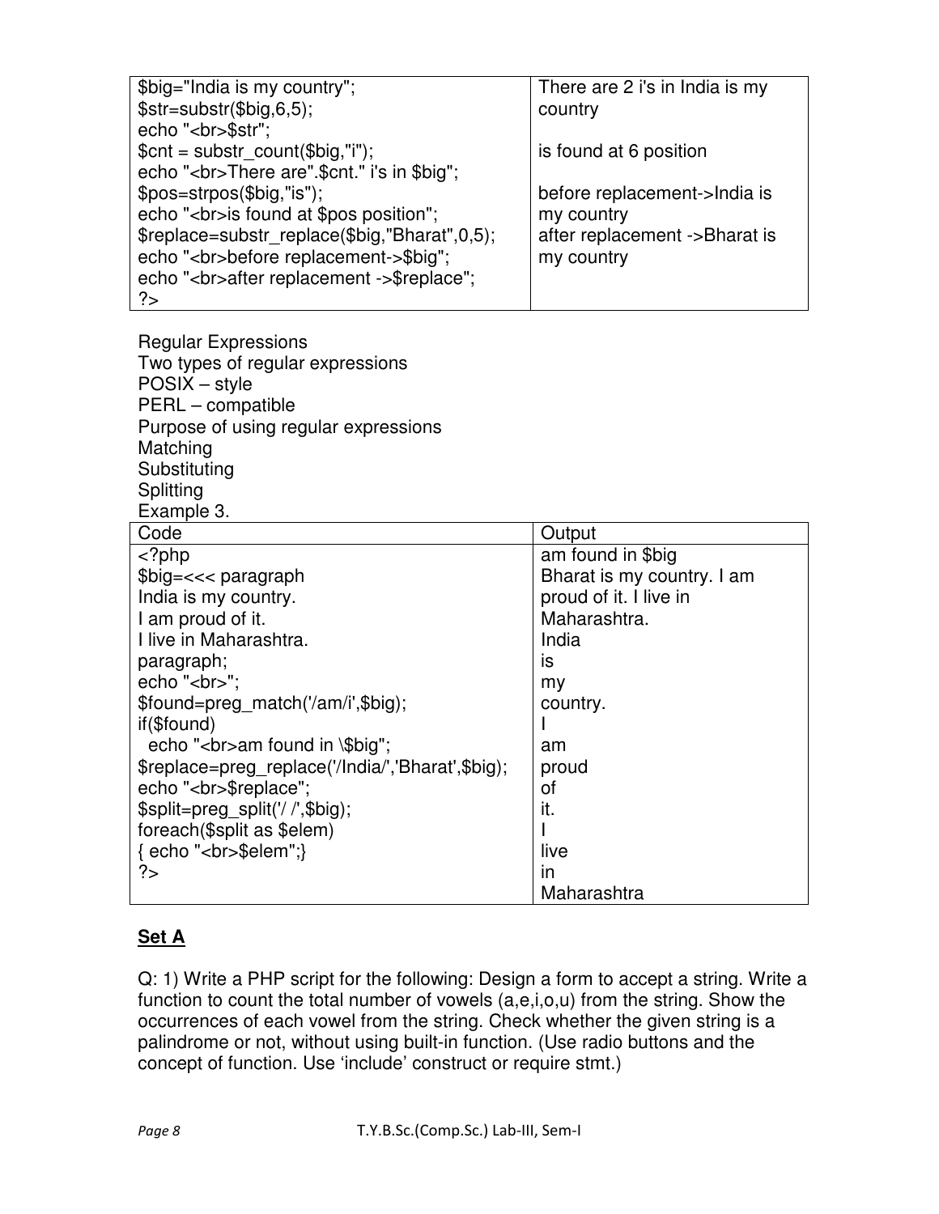| | |
|---|---|
| $big="India is my country";<br>$str=substr($big,6,5);<br>echo "<br>$str";<br>$cnt = substr_count($big,"i");<br>echo "<br>There are".$cnt." i's in $big";<br>$pos=strpos($big,"is");<br>echo "<br>is found at $pos position";<br>$replace=substr_replace($big,"Bharat",0,5);<br>echo "<br>before replacement->$big";<br>echo "<br>after replacement ->$replace";<br>?> | There are 2 i's in India is my country<br><br>is found at 6 position<br><br>before replacement->India is my country<br>after replacement ->Bharat is my country |

Regular Expressions
Two types of regular expressions
POSIX – style
PERL – compatible
Purpose of using regular expressions
Matching
Substituting
Splitting
Example 3.

| Code | Output |
|---|---|
| <?php<br>$big=<<< paragraph<br>India is my country.<br>I am proud of it.<br>I live in Maharashtra.<br>paragraph;<br>echo "<br>";<br>$found=preg_match('/am/i',$big);<br>if($found)<br>&nbsp;&nbsp;echo "<br>am found in \$big";<br>$replace=preg_replace('/India/','Bharat',$big);<br>echo "<br>$replace";<br>$split=preg_split('/ /',$big);<br>foreach($split as $elem)<br>{ echo "<br>$elem";}<br>?> | am found in $big<br>Bharat is my country. I am proud of it. I live in Maharashtra.<br>India<br>is<br>my<br>country.<br>I<br>am<br>proud<br>of<br>it.<br>I<br>live<br>in<br>Maharashtra |

## Set A

Q: 1) Write a PHP script for the following: Design a form to accept a string. Write a function to count the total number of vowels (a,e,i,o,u) from the string. Show the occurrences of each vowel from the string. Check whether the given string is a palindrome or not, without using built-in function. (Use radio buttons and the concept of function. Use 'include' construct or require stmt.)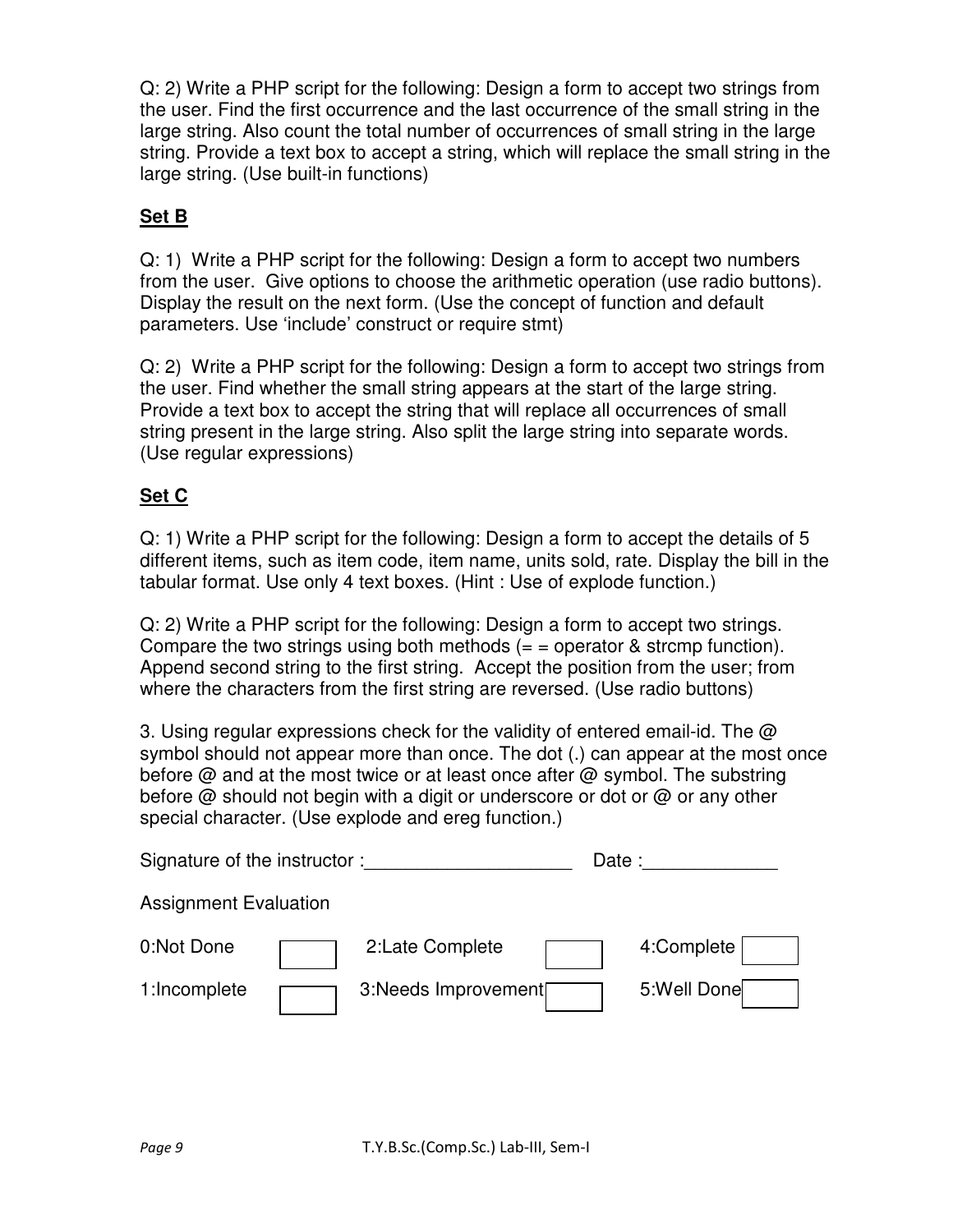Q: 2) Write a PHP script for the following: Design a form to accept two strings from the user. Find the first occurrence and the last occurrence of the small string in the large string. Also count the total number of occurrences of small string in the large string. Provide a text box to accept a string, which will replace the small string in the large string. (Use built-in functions)

**Set B**

Q: 1) Write a PHP script for the following: Design a form to accept two numbers from the user. Give options to choose the arithmetic operation (use radio buttons). Display the result on the next form. (Use the concept of function and default parameters. Use 'include' construct or require stmt)

Q: 2) Write a PHP script for the following: Design a form to accept two strings from the user. Find whether the small string appears at the start of the large string. Provide a text box to accept the string that will replace all occurrences of small string present in the large string. Also split the large string into separate words. (Use regular expressions)

**Set C**

Q: 1) Write a PHP script for the following: Design a form to accept the details of 5 different items, such as item code, item name, units sold, rate. Display the bill in the tabular format. Use only 4 text boxes. (Hint : Use of explode function.)

Q: 2) Write a PHP script for the following: Design a form to accept two strings. Compare the two strings using both methods (= = operator & strcmp function). Append second string to the first string. Accept the position from the user; from where the characters from the first string are reversed. (Use radio buttons)

3. Using regular expressions check for the validity of entered email-id. The @ symbol should not appear more than once. The dot (.) can appear at the most once before @ and at the most twice or at least once after @ symbol. The substring before @ should not begin with a digit or underscore or dot or @ or any other special character. (Use explode and ereg function.)

Signature of the instructor :____________________ Date :_____________

Assignment Evaluation

| | | | | | |
|---|---|---|---|---|---|
| 0:Not Done | ☐ | 2:Late Complete | ☐ | 4:Complete | ☐ |
| 1:Incomplete | ☐ | 3:Needs Improvement | ☐ | 5:Well Done | ☐ |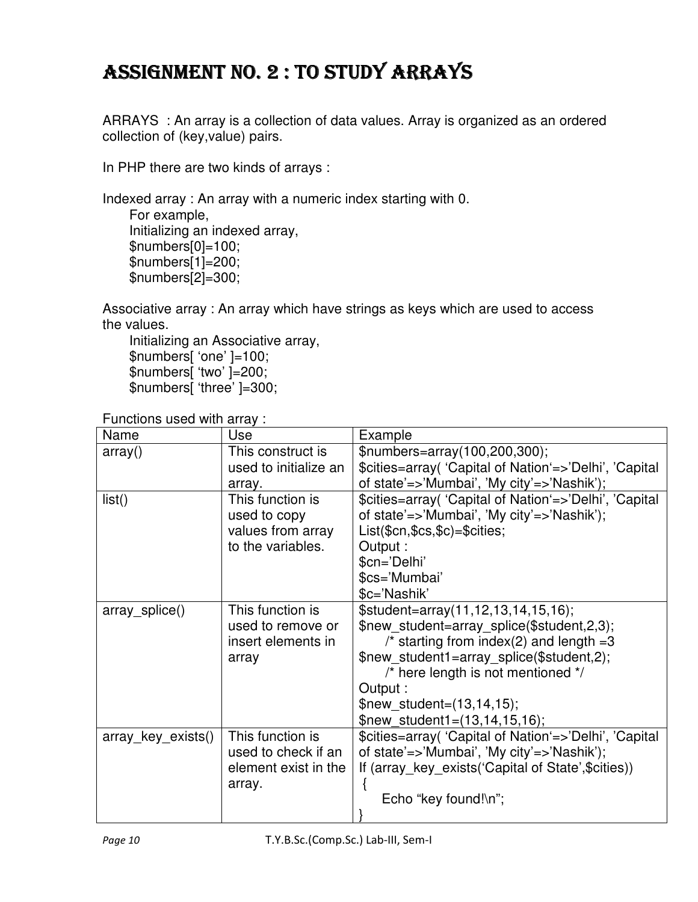# ASSIGNMENT NO. 2 : TO STUDY ARRAYS

ARRAYS : An array is a collection of data values. Array is organized as an ordered collection of (key,value) pairs.

In PHP there are two kinds of arrays :

Indexed array : An array with a numeric index starting with 0.

For example,
Initializing an indexed array,
$numbers[0]=100;
$numbers[1]=200;
$numbers[2]=300;

Associative array : An array which have strings as keys which are used to access the values.

Initializing an Associative array,
$numbers[ 'one' ]=100;
$numbers[ 'two' ]=200;
$numbers[ 'three' ]=300;

Functions used with array :

| Name | Use | Example |
|---|---|---|
| array() | This construct is used to initialize an array. | $numbers=array(100,200,300);<br>$cities=array( 'Capital of Nation'=>'Delhi', 'Capital of state'=>'Mumbai', 'My city'=>'Nashik'); |
| list() | This function is used to copy values from array to the variables. | $cities=array( 'Capital of Nation'=>'Delhi', 'Capital of state'=>'Mumbai', 'My city'=>'Nashik');<br>List($cn,$cs,$c)=$cities;<br>Output :<br>$cn='Delhi'<br>$cs='Mumbai'<br>$c='Nashik' |
| array_splice() | This function is used to remove or insert elements in array | $student=array(11,12,13,14,15,16);<br>$new_student=array_splice($student,2,3);<br>/* starting from index(2) and length =3<br>$new_student1=array_splice($student,2);<br>/* here length is not mentioned */<br>Output :<br>$new_student=(13,14,15);<br>$new_student1=(13,14,15,16); |
| array_key_exists() | This function is used to check if an element exist in the array. | $cities=array( 'Capital of Nation'=>'Delhi', 'Capital of state'=>'Mumbai', 'My city'=>'Nashik');<br>If (array_key_exists('Capital of State',$cities))<br>{<br>Echo "key found!\n";<br>} |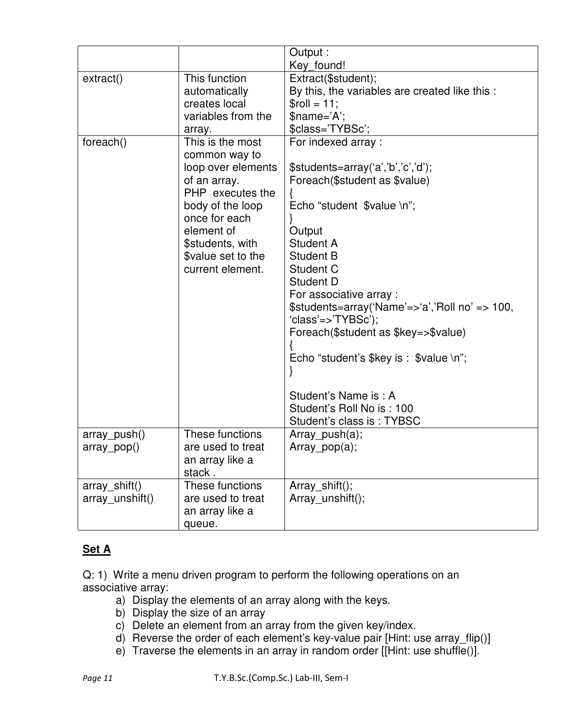|  |  | Output :<br>Key_found! |
|---|---|---|
| extract() | This function automatically creates local variables from the array. | Extract($student);<br>By this, the variables are created like this :<br>$roll = 11;<br>$name='A';<br>$class='TYBSc'; |
| foreach() | This is the most common way to loop over elements of an array.<br>PHP executes the body of the loop once for each element of $students, with $value set to the current element. | For indexed array :<br><br>$students=array('a','b','c','d');<br>Foreach($student as $value)<br>{<br>Echo "student $value \n";<br>}<br>Output<br>Student A<br>Student B<br>Student C<br>Student D<br>For associative array :<br>$students=array('Name'=>'a','Roll no' => 100, 'class'=>'TYBSc');<br>Foreach($student as $key=>$value)<br>{<br>Echo "student's $key is : $value \n";<br>}<br><br>Student's Name is : A<br>Student's Roll No is : 100<br>Student's class is : TYBSC |
| array_push()<br>array_pop() | These functions are used to treat an array like a stack . | Array_push(a);<br>Array_pop(a); |
| array_shift()<br>array_unshift() | These functions are used to treat an array like a queue. | Array_shift();<br>Array_unshift(); |

## Set A

Q: 1) Write a menu driven program to perform the following operations on an associative array:

a) Display the elements of an array along with the keys.
b) Display the size of an array
c) Delete an element from an array from the given key/index.
d) Reverse the order of each element's key-value pair [Hint: use array_flip()]
e) Traverse the elements in an array in random order [[Hint: use shuffle()].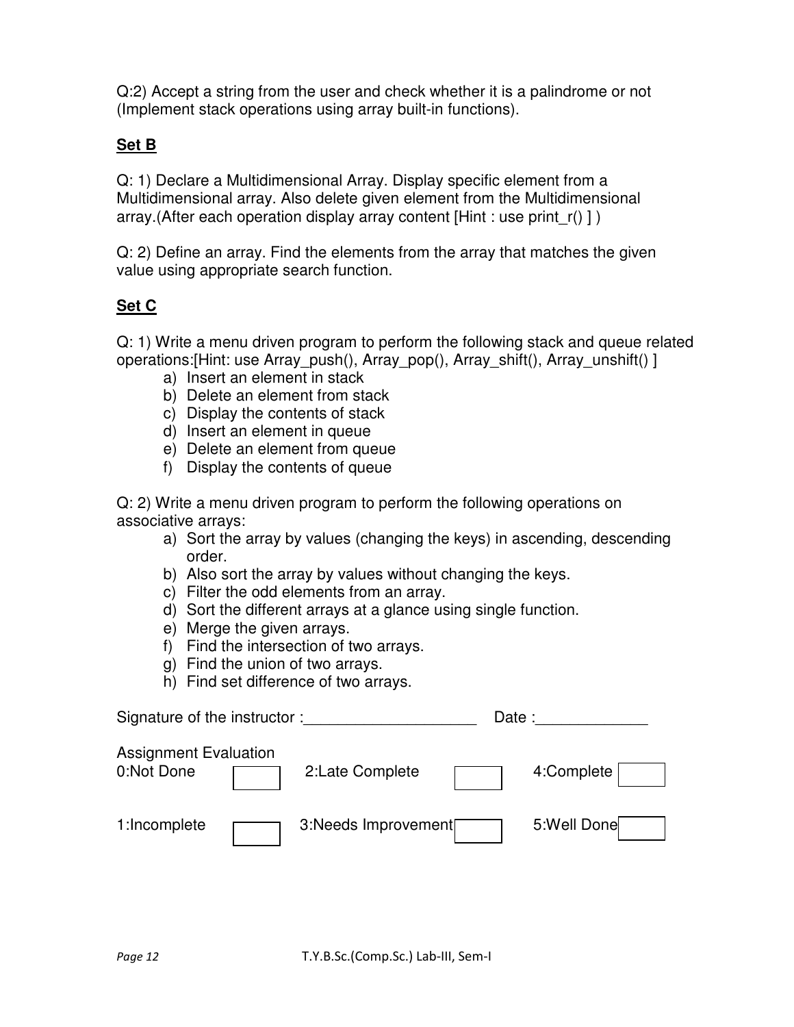Q:2) Accept a string from the user and check whether it is a palindrome or not (Implement stack operations using array built-in functions).

**Set B**

Q: 1) Declare a Multidimensional Array. Display specific element from a Multidimensional array. Also delete given element from the Multidimensional array.(After each operation display array content [Hint : use print_r() ] )

Q: 2) Define an array. Find the elements from the array that matches the given value using appropriate search function.

**Set C**

Q: 1) Write a menu driven program to perform the following stack and queue related operations:[Hint: use Array_push(), Array_pop(), Array_shift(), Array_unshift() ]

a) Insert an element in stack
b) Delete an element from stack
c) Display the contents of stack
d) Insert an element in queue
e) Delete an element from queue
f) Display the contents of queue

Q: 2) Write a menu driven program to perform the following operations on associative arrays:

a) Sort the array by values (changing the keys) in ascending, descending order.
b) Also sort the array by values without changing the keys.
c) Filter the odd elements from an array.
d) Sort the different arrays at a glance using single function.
e) Merge the given arrays.
f) Find the intersection of two arrays.
g) Find the union of two arrays.
h) Find set difference of two arrays.

Signature of the instructor :____________________ Date :_____________

Assignment Evaluation

| 0:Not Done | ☐ | 2:Late Complete | ☐ | 4:Complete | ☐ |
|---|---|---|---|---|---|
| 1:Incomplete | ☐ | 3:Needs Improvement | ☐ | 5:Well Done | ☐ |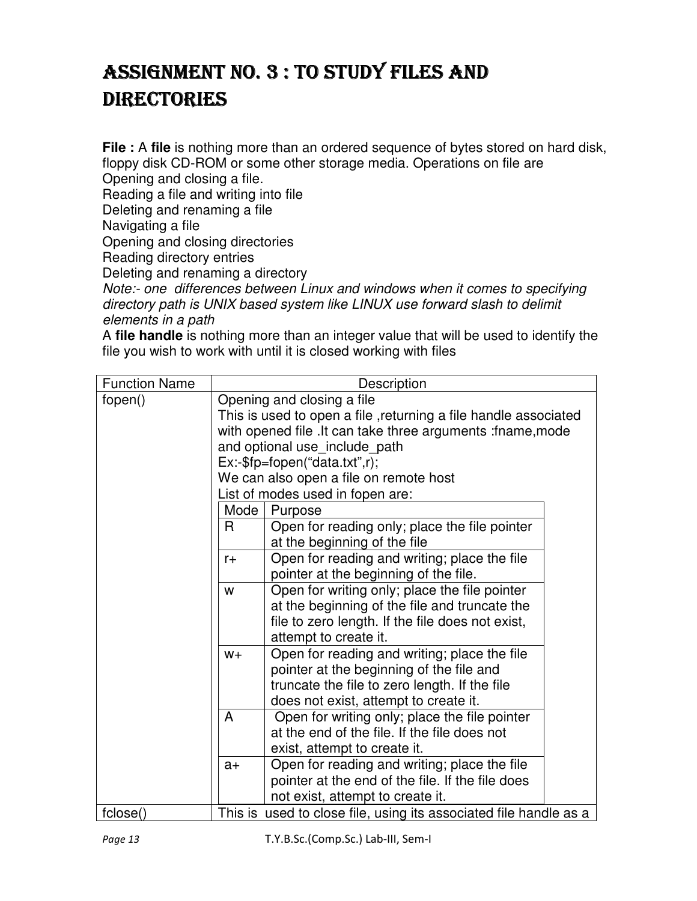# Assignment No. 3 : To study Files and directories

**File :** A **file** is nothing more than an ordered sequence of bytes stored on hard disk, floppy disk CD-ROM or some other storage media. Operations on file are
Opening and closing a file.
Reading a file and writing into file
Deleting and renaming a file
Navigating a file
Opening and closing directories
Reading directory entries
Deleting and renaming a directory
*Note:- one differences between Linux and windows when it comes to specifying directory path is UNIX based system like LINUX use forward slash to delimit elements in a path*
A **file handle** is nothing more than an integer value that will be used to identify the file you wish to work with until it is closed working with files

| Function Name | Description |
|---|---|
| fopen() | Opening and closing a file<br>This is used to open a file ,returning a file handle associated with opened file .It can take three arguments :fname,mode and optional use_include_path<br>Ex:-$fp=fopen("data.txt",r);<br>We can also open a file on remote host<br>List of modes used in fopen are:<br><br>**Mode** — **Purpose**<br>R — Open for reading only; place the file pointer at the beginning of the file<br>r+ — Open for reading and writing; place the file pointer at the beginning of the file.<br>w — Open for writing only; place the file pointer at the beginning of the file and truncate the file to zero length. If the file does not exist, attempt to create it.<br>w+ — Open for reading and writing; place the file pointer at the beginning of the file and truncate the file to zero length. If the file does not exist, attempt to create it.<br>A — Open for writing only; place the file pointer at the end of the file. If the file does not exist, attempt to create it.<br>a+ — Open for reading and writing; place the file pointer at the end of the file. If the file does not exist, attempt to create it. |
| fclose() | This is used to close file, using its associated file handle as a |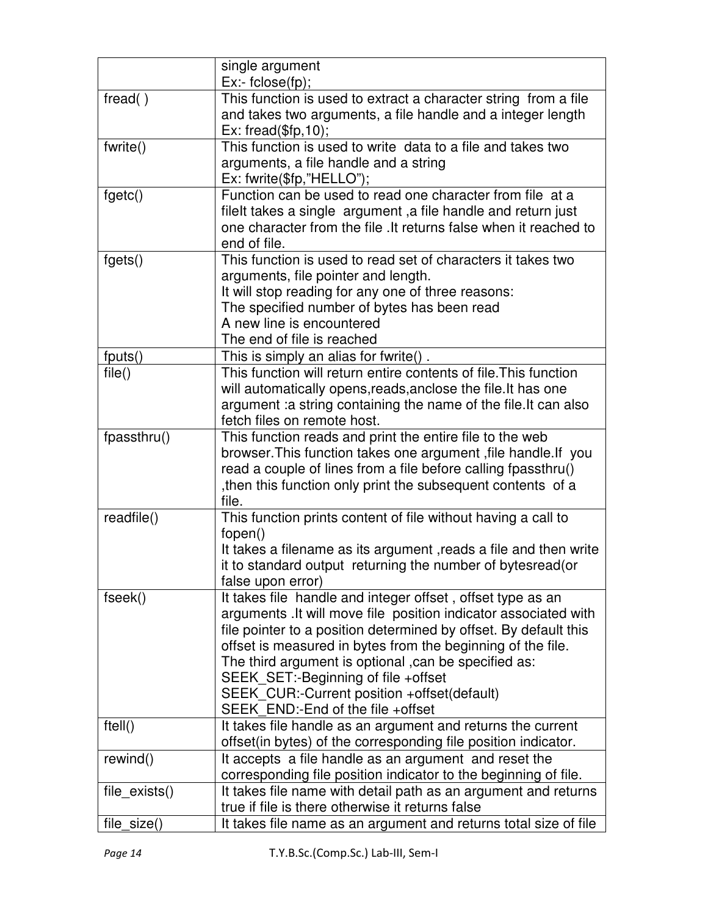| | |
|---|---|
| | single argument<br>Ex:- fclose(fp); |
| fread( ) | This function is used to extract a character string from a file and takes two arguments, a file handle and a integer length<br>Ex: fread($fp,10); |
| fwrite() | This function is used to write data to a file and takes two arguments, a file handle and a string<br>Ex: fwrite($fp,"HELLO"); |
| fgetc() | Function can be used to read one character from file at a fileIt takes a single argument ,a file handle and return just one character from the file .It returns false when it reached to end of file. |
| fgets() | This function is used to read set of characters it takes two arguments, file pointer and length.<br>It will stop reading for any one of three reasons:<br>The specified number of bytes has been read<br>A new line is encountered<br>The end of file is reached |
| fputs() | This is simply an alias for fwrite() . |
| file() | This function will return entire contents of file.This function will automatically opens,reads,anclose the file.It has one argument :a string containing the name of the file.It can also fetch files on remote host. |
| fpassthru() | This function reads and print the entire file to the web browser.This function takes one argument ,file handle.If you read a couple of lines from a file before calling fpassthru() ,then this function only print the subsequent contents of a file. |
| readfile() | This function prints content of file without having a call to fopen()<br>It takes a filename as its argument ,reads a file and then write it to standard output returning the number of bytesread(or false upon error) |
| fseek() | It takes file handle and integer offset , offset type as an arguments .It will move file position indicator associated with file pointer to a position determined by offset. By default this offset is measured in bytes from the beginning of the file.<br>The third argument is optional ,can be specified as:<br>SEEK_SET:-Beginning of file +offset<br>SEEK_CUR:-Current position +offset(default)<br>SEEK_END:-End of the file +offset |
| ftell() | It takes file handle as an argument and returns the current offset(in bytes) of the corresponding file position indicator. |
| rewind() | It accepts a file handle as an argument and reset the corresponding file position indicator to the beginning of file. |
| file_exists() | It takes file name with detail path as an argument and returns true if file is there otherwise it returns false |
| file_size() | It takes file name as an argument and returns total size of file |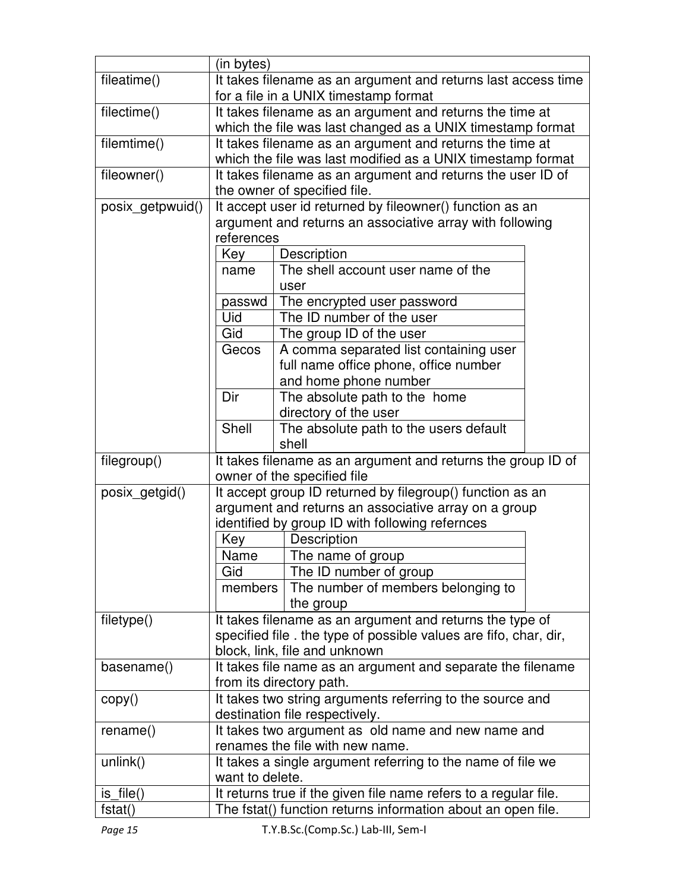| | |
|---|---|
| | (in bytes) |
| fileatime() | It takes filename as an argument and returns last access time for a file in a UNIX timestamp format |
| filectime() | It takes filename as an argument and returns the time at which the file was last changed as a UNIX timestamp format |
| filemtime() | It takes filename as an argument and returns the time at which the file was last modified as a UNIX timestamp format |
| fileowner() | It takes filename as an argument and returns the user ID of the owner of specified file. |
| posix_getpwuid() | It accept user id returned by fileowner() function as an argument and returns an associative array with following references<br><br>**Key** – **Description**<br>name – The shell account user name of the user<br>passwd – The encrypted user password<br>Uid – The ID number of the user<br>Gid – The group ID of the user<br>Gecos – A comma separated list containing user full name office phone, office number and home phone number<br>Dir – The absolute path to the home directory of the user<br>Shell – The absolute path to the users default shell |
| filegroup() | It takes filename as an argument and returns the group ID of owner of the specified file |
| posix_getgid() | It accept group ID returned by filegroup() function as an argument and returns an associative array on a group identified by group ID with following refernces<br><br>**Key** – **Description**<br>Name – The name of group<br>Gid – The ID number of group<br>members – The number of members belonging to the group |
| filetype() | It takes filename as an argument and returns the type of specified file . the type of possible values are fifo, char, dir, block, link, file and unknown |
| basename() | It takes file name as an argument and separate the filename from its directory path. |
| copy() | It takes two string arguments referring to the source and destination file respectively. |
| rename() | It takes two argument as old name and new name and renames the file with new name. |
| unlink() | It takes a single argument referring to the name of file we want to delete. |
| is_file() | It returns true if the given file name refers to a regular file. |
| fstat() | The fstat() function returns information about an open file. |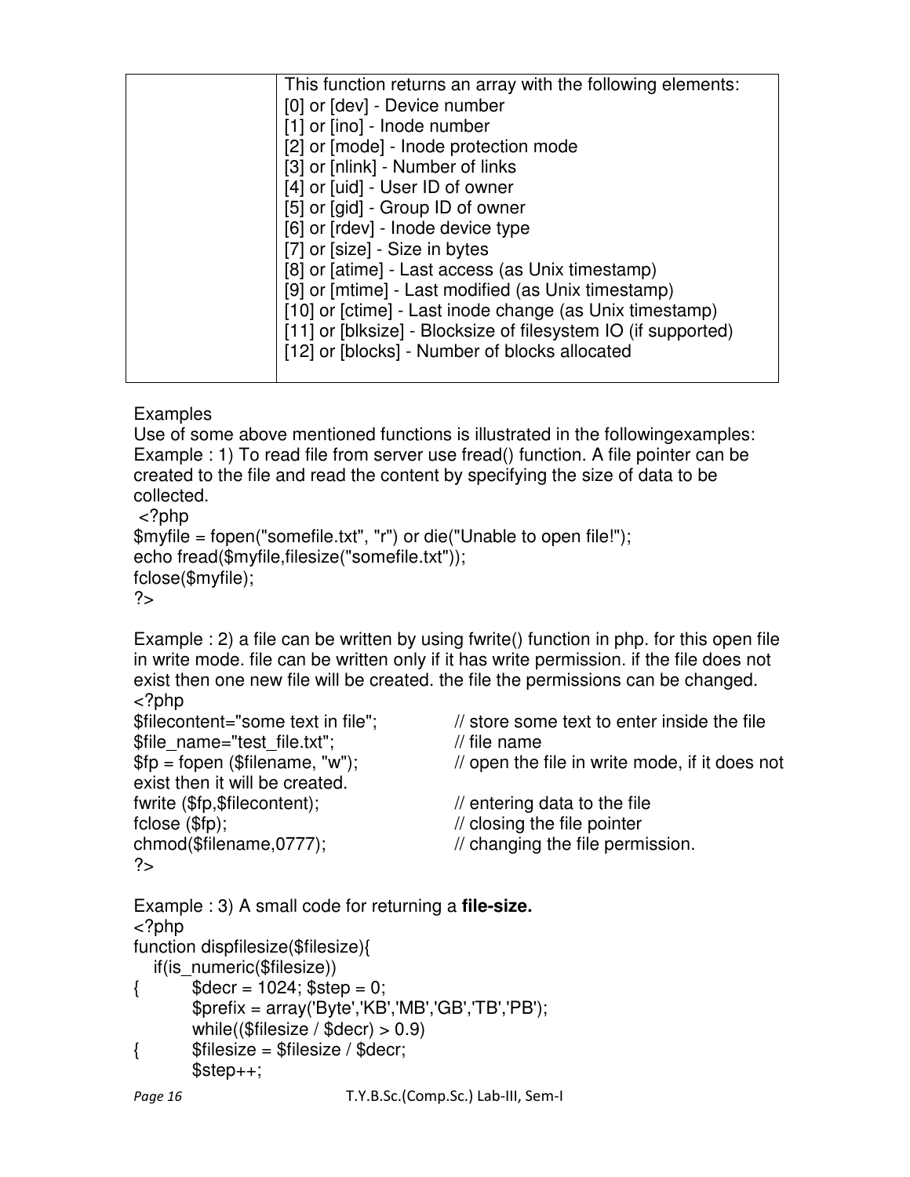| | This function returns an array with the following elements:<br>[0] or [dev] - Device number<br>[1] or [ino] - Inode number<br>[2] or [mode] - Inode protection mode<br>[3] or [nlink] - Number of links<br>[4] or [uid] - User ID of owner<br>[5] or [gid] - Group ID of owner<br>[6] or [rdev] - Inode device type<br>[7] or [size] - Size in bytes<br>[8] or [atime] - Last access (as Unix timestamp)<br>[9] or [mtime] - Last modified (as Unix timestamp)<br>[10] or [ctime] - Last inode change (as Unix timestamp)<br>[11] or [blksize] - Blocksize of filesystem IO (if supported)<br>[12] or [blocks] - Number of blocks allocated |
|---|---|

Examples

Use of some above mentioned functions is illustrated in the followingexamples:

Example : 1) To read file from server use fread() function. A file pointer can be created to the file and read the content by specifying the size of data to be collected.

```php
<?php
$myfile = fopen("somefile.txt", "r") or die("Unable to open file!");
echo fread($myfile,filesize("somefile.txt"));
fclose($myfile);
?>
```

Example : 2) a file can be written by using fwrite() function in php. for this open file in write mode. file can be written only if it has write permission. if the file does not exist then one new file will be created. the file the permissions can be changed.

```php
<?php
$filecontent="some text in file";      // store some text to enter inside the file
$file_name="test_file.txt";            // file name
$fp = fopen ($filename, "w");          // open the file in write mode, if it does not exist then it will be created.
fwrite ($fp,$filecontent);             // entering data to the file
fclose ($fp);                          // closing the file pointer
chmod($filename,0777);                 // changing the file permission.
?>
```

Example : 3) A small code for returning a **file-size.**

```php
<?php
function dispfilesize($filesize){
   if(is_numeric($filesize))
{       $decr = 1024; $step = 0;
        $prefix = array('Byte','KB','MB','GB','TB','PB');
        while(($filesize / $decr) > 0.9)
{       $filesize = $filesize / $decr;
        $step++;
```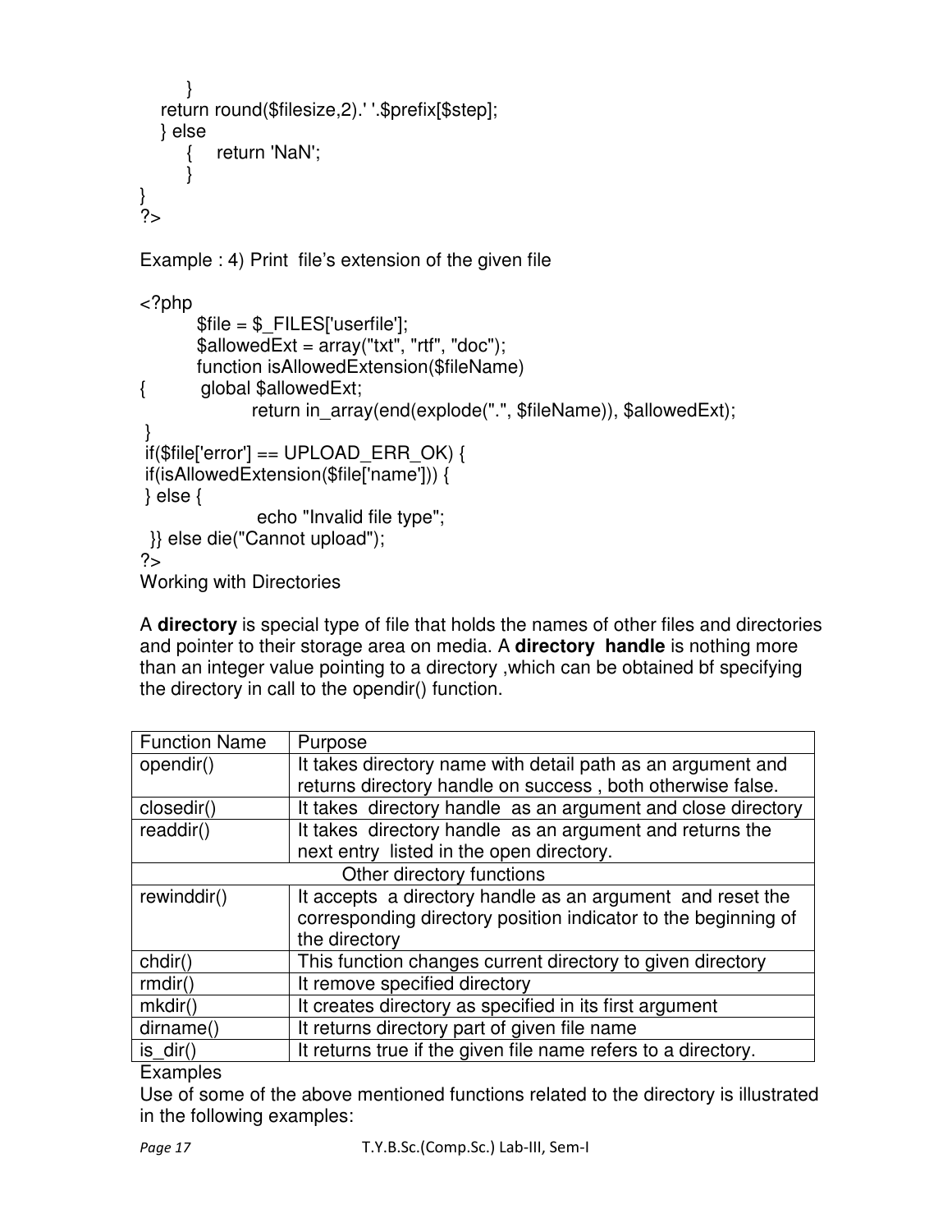```
        }
    return round($filesize,2).' '.$prefix[$step];
    } else
        {    return 'NaN';
        }
}
?>
```

Example : 4) Print file's extension of the given file

```
<?php
        $file = $_FILES['userfile'];
        $allowedExt = array("txt", "rtf", "doc");
        function isAllowedExtension($fileName)
{         global $allowedExt;
                return in_array(end(explode(".", $fileName)), $allowedExt);
 }
 if($file['error'] == UPLOAD_ERR_OK) {
 if(isAllowedExtension($file['name'])) {
 } else {
                 echo "Invalid file type";
  }} else die("Cannot upload");
?>
```

Working with Directories

A **directory** is special type of file that holds the names of other files and directories and pointer to their storage area on media. A **directory handle** is nothing more than an integer value pointing to a directory ,which can be obtained bf specifying the directory in call to the opendir() function.

| Function Name | Purpose |
|---|---|
| opendir() | It takes directory name with detail path as an argument and returns directory handle on success , both otherwise false. |
| closedir() | It takes directory handle as an argument and close directory |
| readdir() | It takes directory handle as an argument and returns the next entry listed in the open directory. |
| Other directory functions | |
| rewinddir() | It accepts a directory handle as an argument and reset the corresponding directory position indicator to the beginning of the directory |
| chdir() | This function changes current directory to given directory |
| rmdir() | It remove specified directory |
| mkdir() | It creates directory as specified in its first argument |
| dirname() | It returns directory part of given file name |
| is_dir() | It returns true if the given file name refers to a directory. |

Examples

Use of some of the above mentioned functions related to the directory is illustrated in the following examples: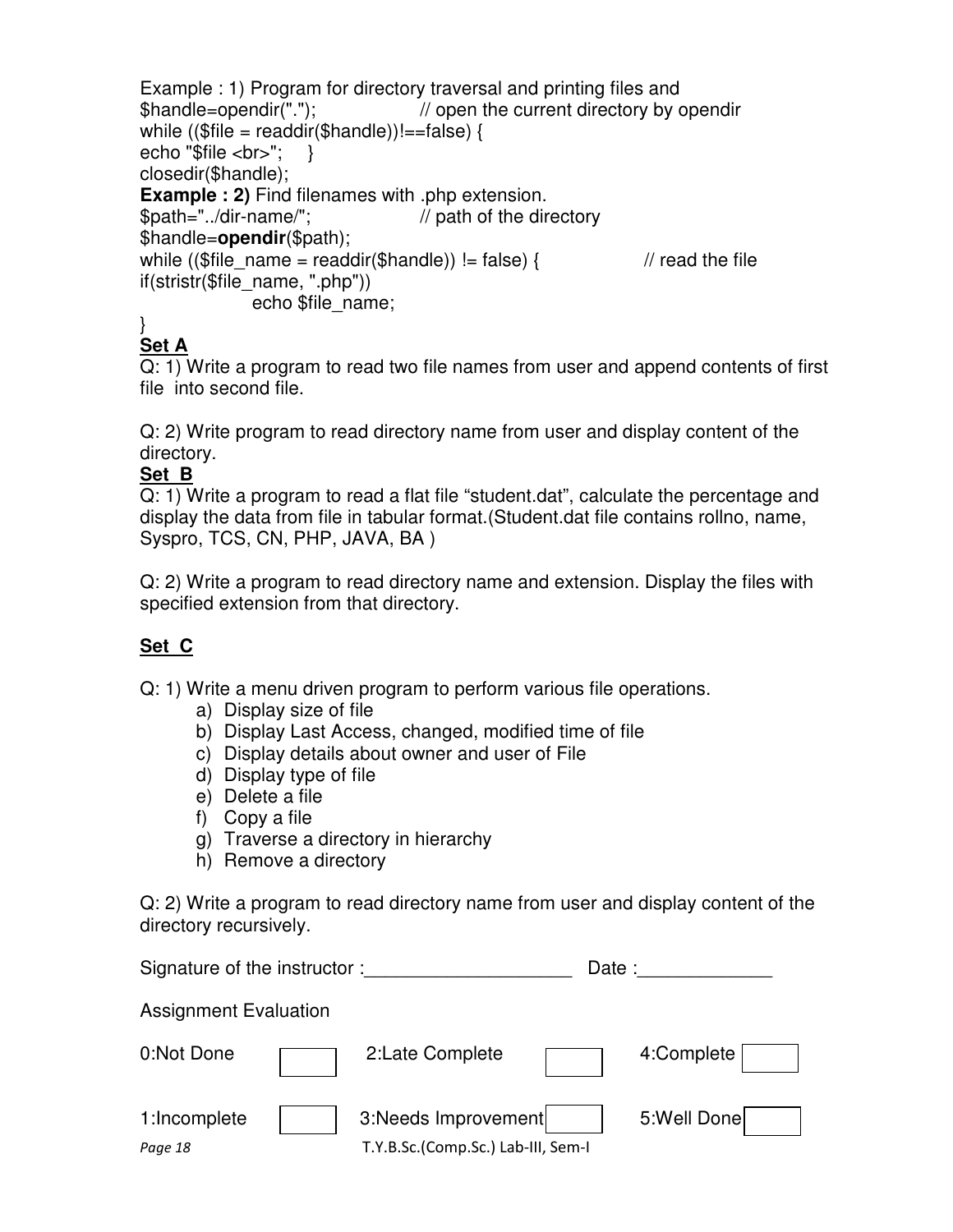Example : 1) Program for directory traversal and printing files and

```
$handle=opendir(".");                // open the current directory by opendir
while (($file = readdir($handle))!==false) {
echo "$file <br>";     }
closedir($handle);
```

**Example : 2)** Find filenames with .php extension.

```
$path="../dir-name/";                // path of the directory
$handle=opendir($path);
while (($file_name = readdir($handle)) != false) {                // read the file
if(stristr($file_name, ".php"))
                echo $file_name;
}
```

**Set A**

Q: 1) Write a program to read two file names from user and append contents of first file into second file.

Q: 2) Write program to read directory name from user and display content of the directory.

**Set B**

Q: 1) Write a program to read a flat file “student.dat”, calculate the percentage and display the data from file in tabular format.(Student.dat file contains rollno, name, Syspro, TCS, CN, PHP, JAVA, BA )

Q: 2) Write a program to read directory name and extension. Display the files with specified extension from that directory.

**Set C**

Q: 1) Write a menu driven program to perform various file operations.

a) Display size of file
b) Display Last Access, changed, modified time of file
c) Display details about owner and user of File
d) Display type of file
e) Delete a file
f) Copy a file
g) Traverse a directory in hierarchy
h) Remove a directory

Q: 2) Write a program to read directory name from user and display content of the directory recursively.

Signature of the instructor :____________________ Date :_____________

Assignment Evaluation

| | | | | | |
|---|---|---|---|---|---|
| 0:Not Done | ☐ | 2:Late Complete | ☐ | 4:Complete | ☐ |
| 1:Incomplete | ☐ | 3:Needs Improvement | ☐ | 5:Well Done | ☐ |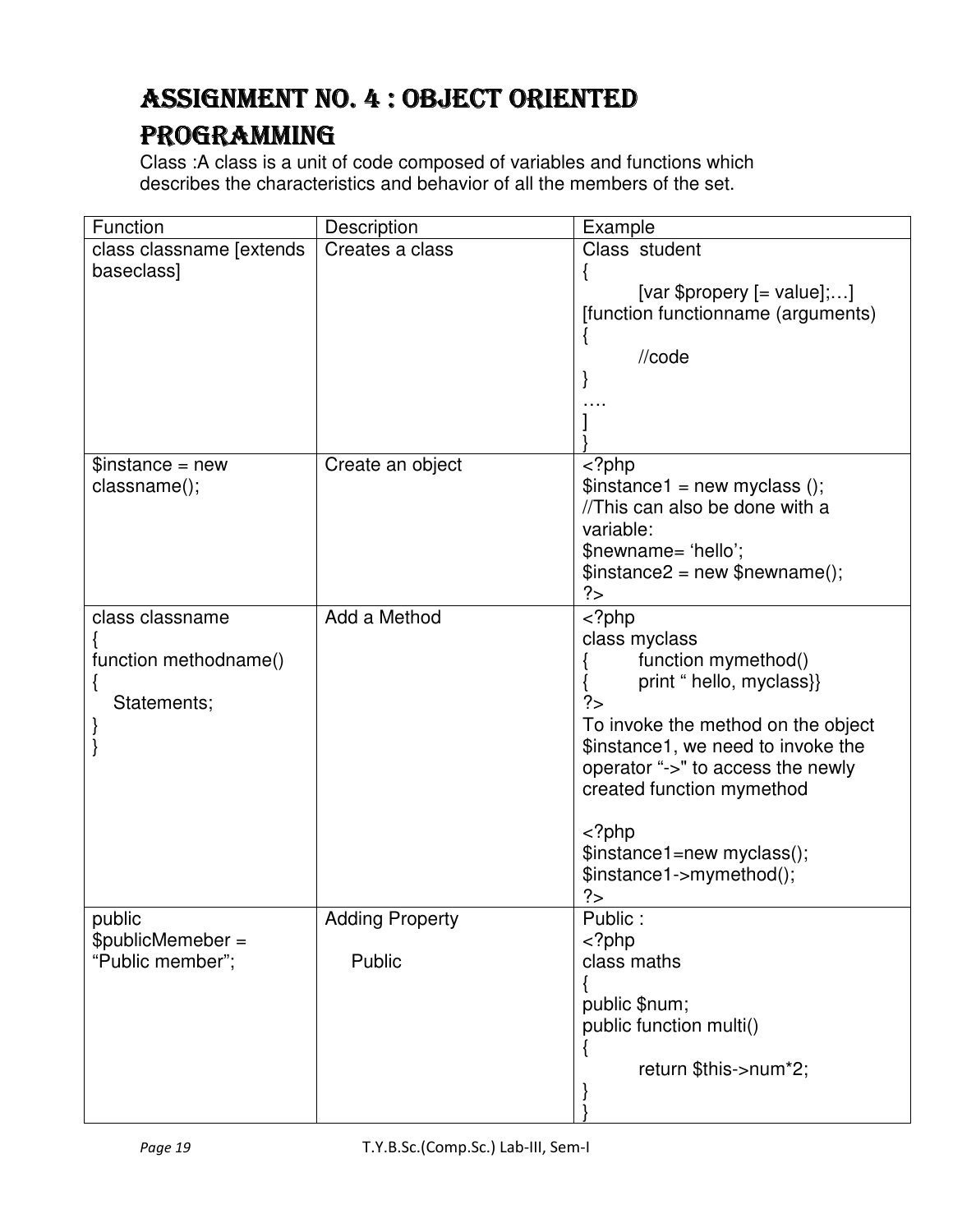# ASSIGNMENT NO. 4 : OBJECT ORIENTED PROGRAMMING

Class :A class is a unit of code composed of variables and functions which describes the characteristics and behavior of all the members of the set.

| Function | Description | Example |
|---|---|---|
| class classname [extends baseclass] | Creates a class | Class student<br>{<br>[var $propery [= value];…]<br>[function functionname (arguments)<br>{<br>//code<br>}<br>….<br>]<br>} |
| $instance = new classname(); | Create an object | <?php<br>$instance1 = new myclass ();<br>//This can also be done with a variable:<br>$newname= 'hello';<br>$instance2 = new $newname();<br>?> |
| class classname<br>{<br>function methodname()<br>{<br>Statements;<br>}<br>} | Add a Method | <?php<br>class myclass<br>{ function mymethod()<br>{ print " hello, myclass}}<br>?><br>To invoke the method on the object $instance1, we need to invoke the operator "->" to access the newly created function mymethod<br><br><?php<br>$instance1=new myclass();<br>$instance1->mymethod();<br>?> |
| public<br>$publicMemeber = "Public member"; | Adding Property<br><br>Public | Public :<br><?php<br>class maths<br>{<br>public $num;<br>public function multi()<br>{<br>return $this->num*2;<br>}<br>} |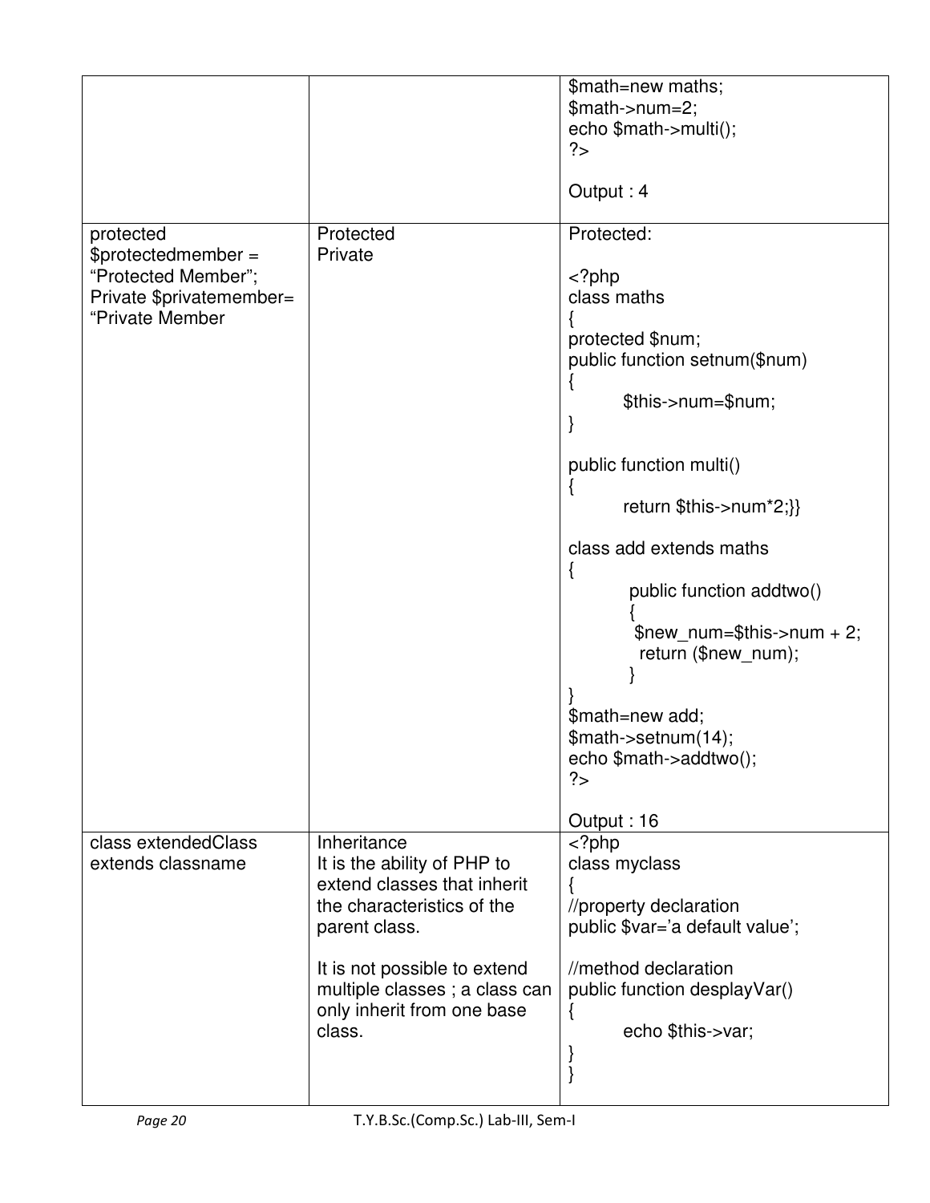| | | |
|---|---|---|
| | | $math=new maths;<br>$math->num=2;<br>echo $math->multi();<br>?><br><br>Output : 4 |
| protected $protectedmember = “Protected Member”;<br>Private $privatemember= “Private Member | Protected<br>Private | Protected:<br><br><?php<br>class maths<br>{<br>protected $num;<br>public function setnum($num)<br>{<br>$this->num=$num;<br>}<br><br>public function multi()<br>{<br>return $this->num*2;}}<br><br>class add extends maths<br>{<br>public function addtwo()<br>{<br>$new_num=$this->num + 2;<br>return ($new_num);<br>}<br>}<br>$math=new add;<br>$math->setnum(14);<br>echo $math->addtwo();<br>?><br><br>Output : 16 |
| class extendedClass extends classname | Inheritance<br>It is the ability of PHP to extend classes that inherit the characteristics of the parent class.<br><br>It is not possible to extend multiple classes ; a class can only inherit from one base class. | <?php<br>class myclass<br>{<br>//property declaration<br>public $var=’a default value’;<br><br>//method declaration<br>public function desplayVar()<br>{<br>echo $this->var;<br>}<br>} |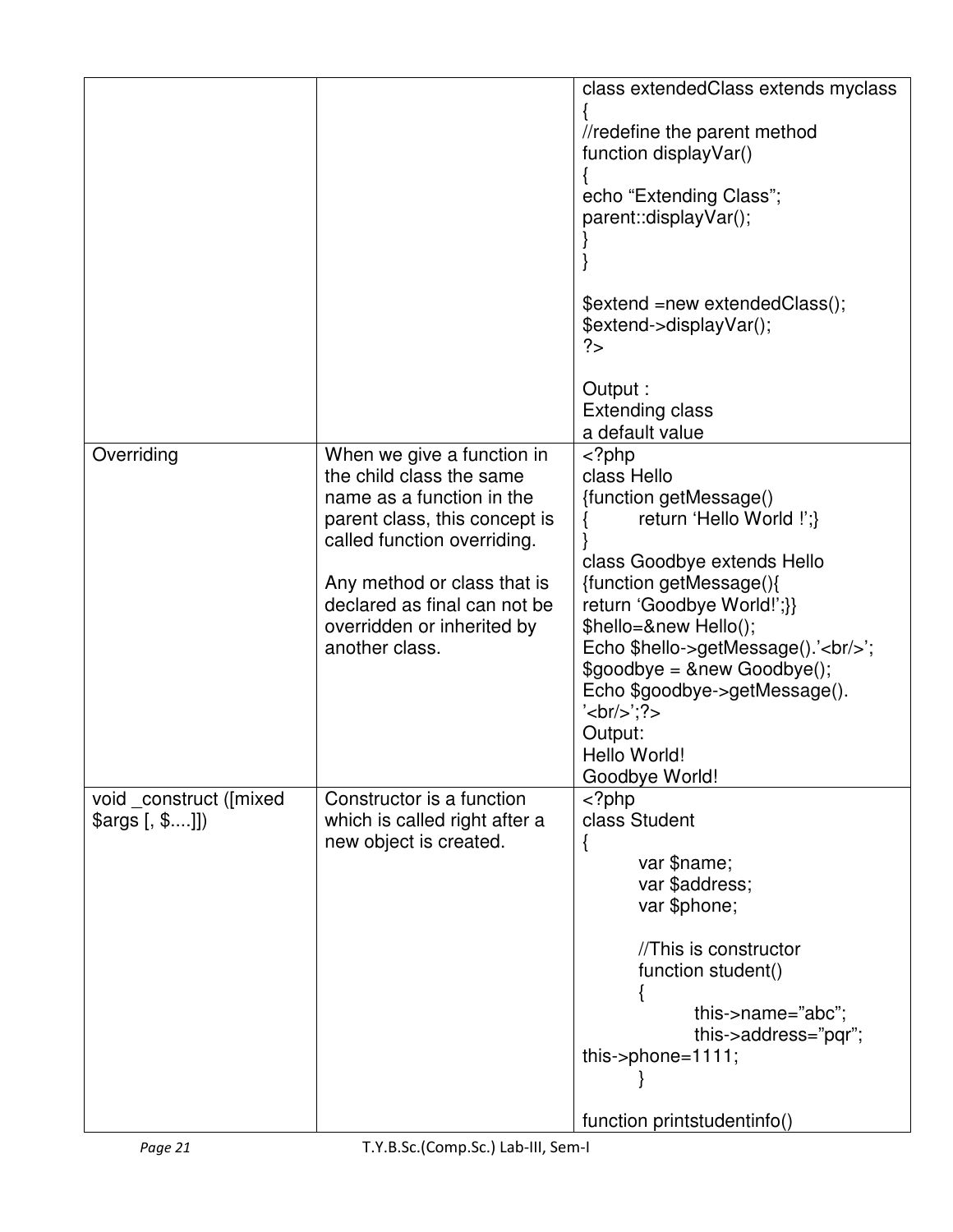| | | |
|---|---|---|
| | | class extendedClass extends myclass<br>{<br>//redefine the parent method<br>function displayVar()<br>{<br>echo "Extending Class";<br>parent::displayVar();<br>}<br>}<br><br>$extend =new extendedClass();<br>$extend->displayVar();<br>?><br><br>Output :<br>Extending class<br>a default value |
| Overriding | When we give a function in the child class the same name as a function in the parent class, this concept is called function overriding.<br><br>Any method or class that is declared as final can not be overridden or inherited by another class. | <?php<br>class Hello<br>{function getMessage()<br>{ return 'Hello World !';}<br>}<br>class Goodbye extends Hello<br>{function getMessage(){<br>return 'Goodbye World!';}}<br>$hello=&new Hello();<br>Echo $hello->getMessage().'<br/>';<br>$goodbye = &new Goodbye();<br>Echo $goodbye->getMessage().<br>'<br/>';?><br>Output:<br>Hello World!<br>Goodbye World! |
| void _construct ([mixed $args [, $....]]) | Constructor is a function which is called right after a new object is created. | <?php<br>class Student<br>{<br>var $name;<br>var $address;<br>var $phone;<br><br>//This is constructor<br>function student()<br>{<br>this->name="abc";<br>this->address="pqr";<br>this->phone=1111;<br>}<br><br>function printstudentinfo() |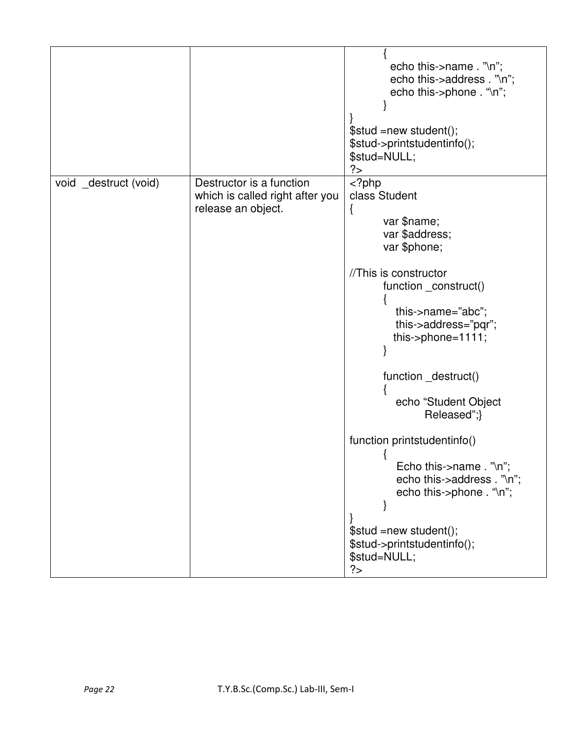| | | |
|---|---|---|
| | | `{`<br>`echo this->name . ”\n”;`<br>`echo this->address . ”\n”;`<br>`echo this->phone . “\n”;`<br>`}`<br>`}`<br>`$stud =new student();`<br>`$stud->printstudentinfo();`<br>`$stud=NULL;`<br>`?>` |
| void _destruct (void) | Destructor is a function which is called right after you release an object. | `<?php`<br>`class Student`<br>`{`<br>`var $name;`<br>`var $address;`<br>`var $phone;`<br><br>`//This is constructor`<br>`function _construct()`<br>`{`<br>`this->name=”abc”;`<br>`this->address=”pqr”;`<br>`this->phone=1111;`<br>`}`<br><br>`function _destruct()`<br>`{`<br>`echo “Student Object Released”;}`<br><br>`function printstudentinfo()`<br>`{`<br>`Echo this->name . ”\n”;`<br>`echo this->address . ”\n”;`<br>`echo this->phone . “\n”;`<br>`}`<br>`}`<br>`$stud =new student();`<br>`$stud->printstudentinfo();`<br>`$stud=NULL;`<br>`?>` |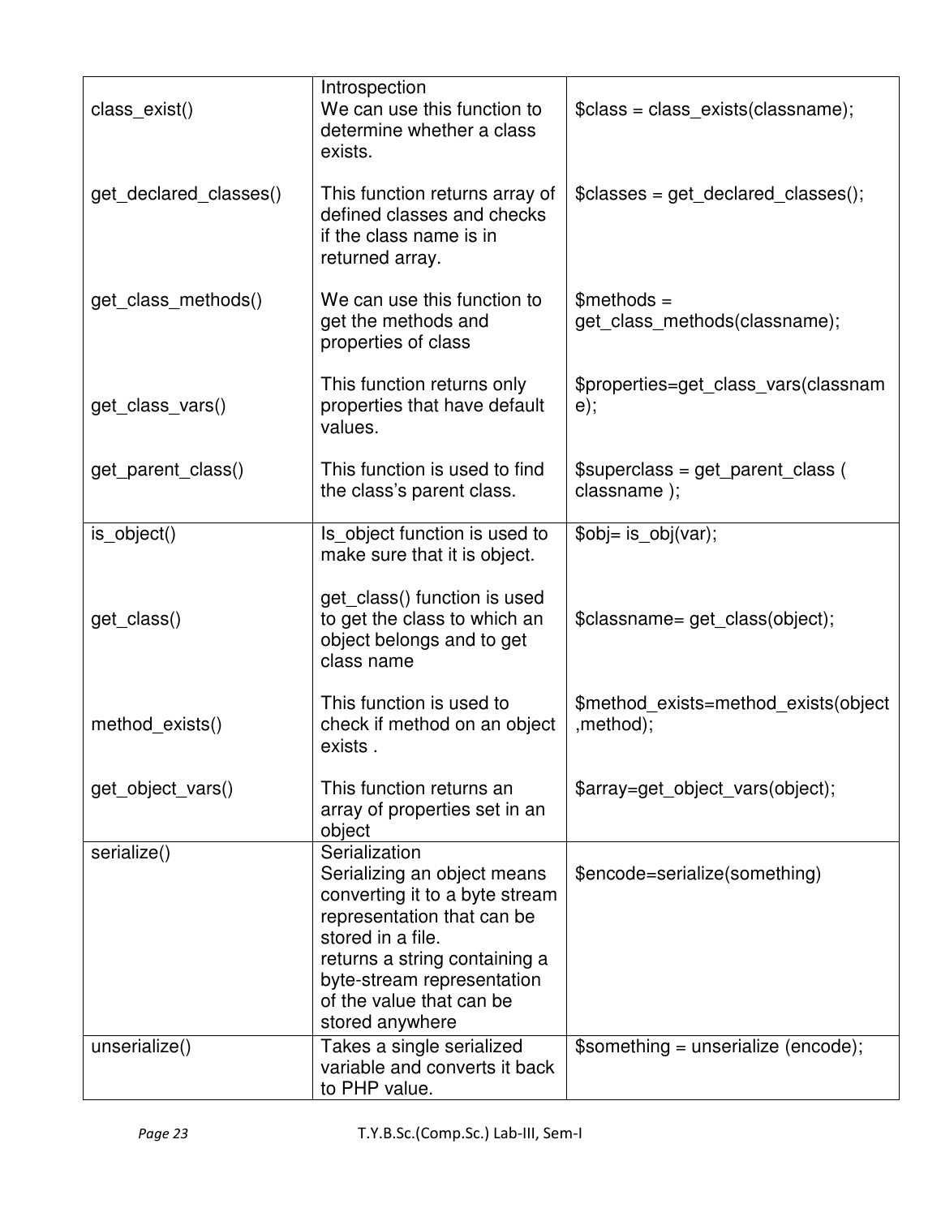| | | |
|---|---|---|
| class_exist() | Introspection<br>We can use this function to determine whether a class exists. | $class = class_exists(classname); |
| get_declared_classes() | This function returns array of defined classes and checks if the class name is in returned array. | $classes = get_declared_classes(); |
| get_class_methods() | We can use this function to get the methods and properties of class | $methods = get_class_methods(classname); |
| get_class_vars() | This function returns only properties that have default values. | $properties=get_class_vars(classname); |
| get_parent_class() | This function is used to find the class's parent class. | $superclass = get_parent_class ( classname ); |
| is_object() | Is_object function is used to make sure that it is object. | $obj= is_obj(var); |
| get_class() | get_class() function is used to get the class to which an object belongs and to get class name | $classname= get_class(object); |
| method_exists() | This function is used to check if method on an object exists . | $method_exists=method_exists(object ,method); |
| get_object_vars() | This function returns an array of properties set in an object | $array=get_object_vars(object); |
| serialize() | Serialization<br>Serializing an object means converting it to a byte stream representation that can be stored in a file.<br>returns a string containing a byte-stream representation of the value that can be stored anywhere | $encode=serialize(something) |
| unserialize() | Takes a single serialized variable and converts it back to PHP value. | $something = unserialize (encode); |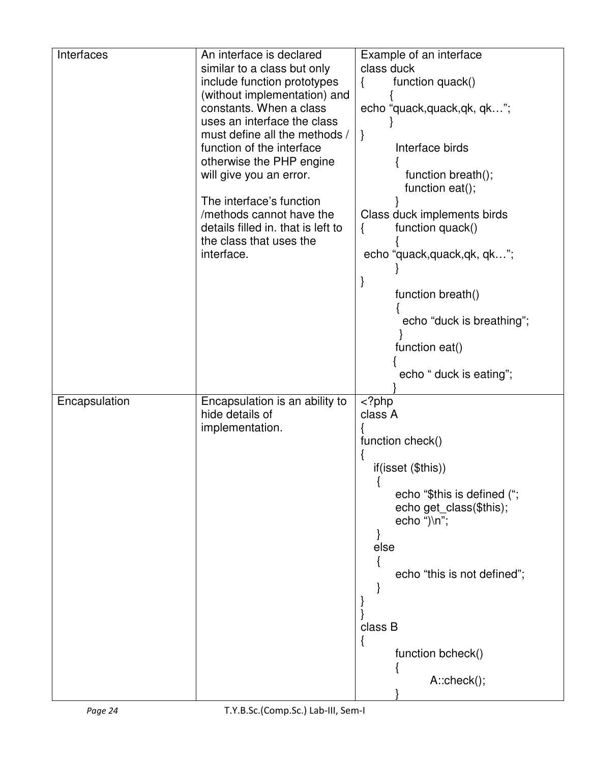| Interfaces | An interface is declared similar to a class but only include function prototypes (without implementation) and constants. When a class uses an interface the class must define all the methods / function of the interface otherwise the PHP engine will give you an error.<br><br>The interface's function /methods cannot have the details filled in. that is left to the class that uses the interface. | Example of an interface<br>class duck<br>{ function quack()<br>{<br>echo "quack,quack,qk, qk…";<br>}<br>}<br>Interface birds<br>{<br>function breath();<br>function eat();<br>}<br>Class duck implements birds<br>{ function quack()<br>{<br>echo "quack,quack,qk, qk…";<br>}<br>}<br>function breath()<br>{<br>echo "duck is breathing";<br>}<br>function eat()<br>{<br>echo " duck is eating";<br>} |
|---|---|---|
| Encapsulation | Encapsulation is an ability to hide details of implementation. | <?php<br>class A<br>{<br>function check()<br>{<br>if(isset ($this))<br>{<br>echo "$this is defined (";<br>echo get_class($this);<br>echo ")\n";<br>}<br>else<br>{<br>echo "this is not defined";<br>}<br>}<br>}<br>class B<br>{<br>function bcheck()<br>{<br>A::check();<br>} |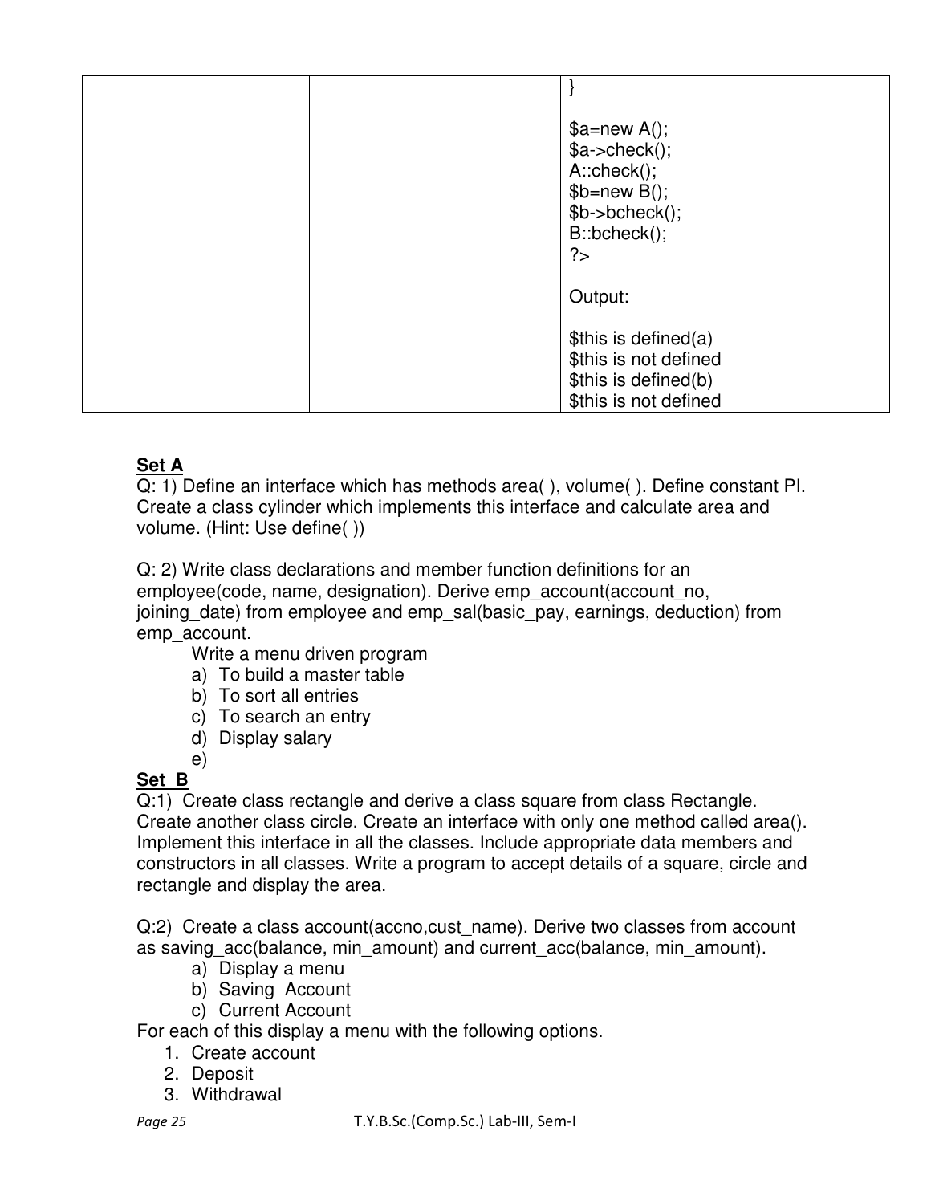| | | } <br><br> $a=new A(); <br> $a->check(); <br> A::check(); <br> $b=new B(); <br> $b->bcheck(); <br> B::bcheck(); <br> ?> <br><br> Output: <br><br> $this is defined(a) <br> $this is not defined <br> $this is defined(b) <br> $this is not defined |
|---|---|---|

**Set A**

Q: 1) Define an interface which has methods area( ), volume( ). Define constant PI. Create a class cylinder which implements this interface and calculate area and volume. (Hint: Use define( ))

Q: 2) Write class declarations and member function definitions for an employee(code, name, designation). Derive emp_account(account_no, joining_date) from employee and emp_sal(basic_pay, earnings, deduction) from emp_account.

Write a menu driven program

a) To build a master table
b) To sort all entries
c) To search an entry
d) Display salary
e)

**Set B**

Q:1) Create class rectangle and derive a class square from class Rectangle. Create another class circle. Create an interface with only one method called area(). Implement this interface in all the classes. Include appropriate data members and constructors in all classes. Write a program to accept details of a square, circle and rectangle and display the area.

Q:2) Create a class account(accno,cust_name). Derive two classes from account as saving_acc(balance, min_amount) and current_acc(balance, min_amount).

a) Display a menu
b) Saving Account
c) Current Account

For each of this display a menu with the following options.

1. Create account
2. Deposit
3. Withdrawal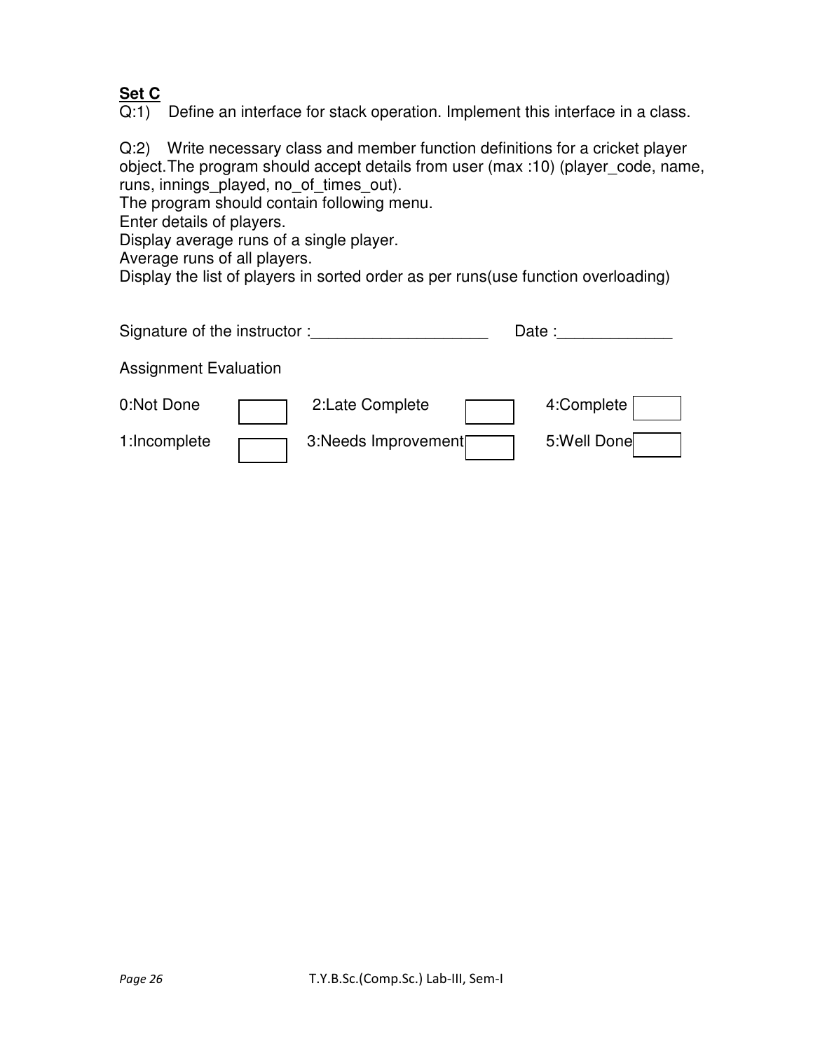**Set C**

Q:1) Define an interface for stack operation. Implement this interface in a class.

Q:2) Write necessary class and member function definitions for a cricket player object.The program should accept details from user (max :10) (player_code, name, runs, innings_played, no_of_times_out).

The program should contain following menu.

Enter details of players.

Display average runs of a single player.

Average runs of all players.

Display the list of players in sorted order as per runs(use function overloading)

Signature of the instructor :____________________ Date :_____________

Assignment Evaluation

| | | | | | |
|---|---|---|---|---|---|
| 0:Not Done | ☐ | 2:Late Complete | ☐ | 4:Complete | ☐ |
| 1:Incomplete | ☐ | 3:Needs Improvement | ☐ | 5:Well Done | ☐ |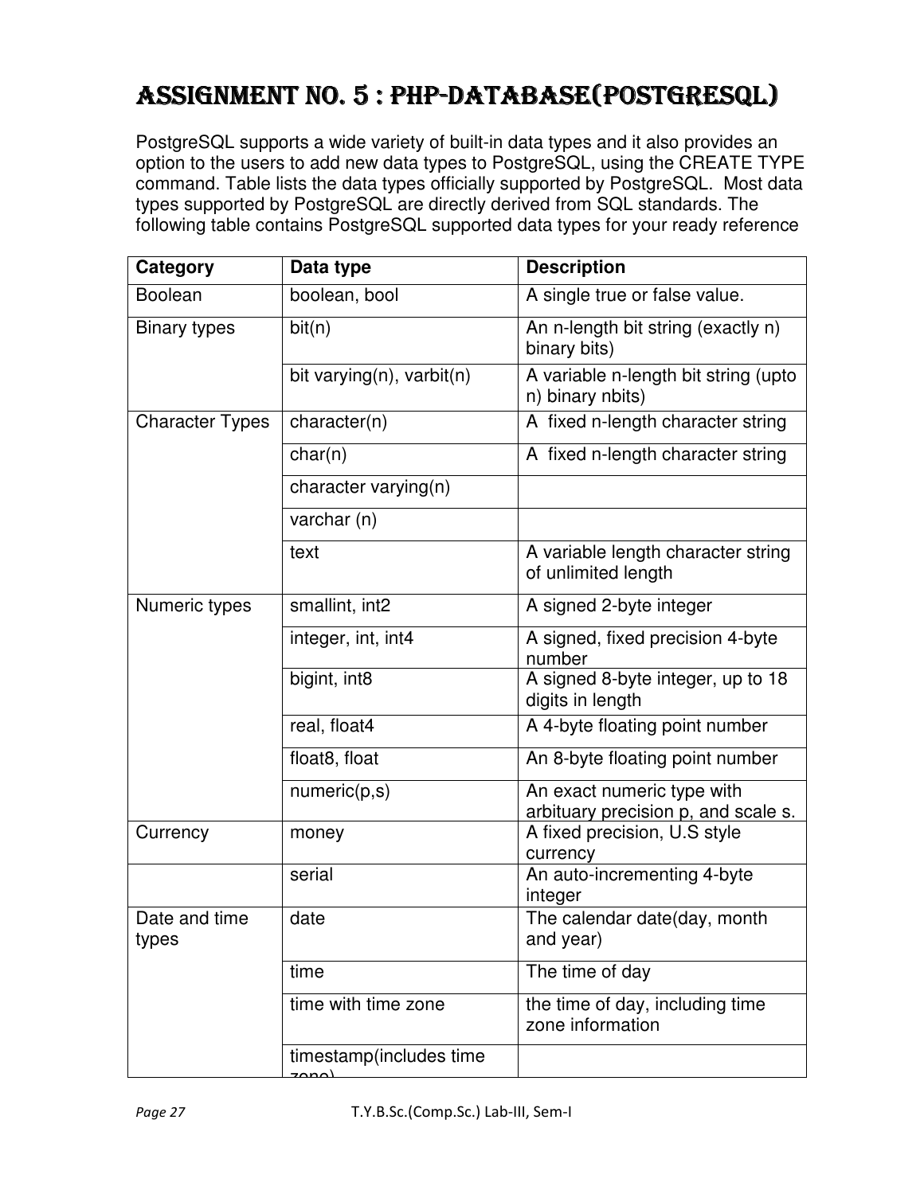# Assignment No. 5 : PHP-DATABASE(PostgreSQL)

PostgreSQL supports a wide variety of built-in data types and it also provides an option to the users to add new data types to PostgreSQL, using the CREATE TYPE command. Table lists the data types officially supported by PostgreSQL.  Most data types supported by PostgreSQL are directly derived from SQL standards. The following table contains PostgreSQL supported data types for your ready reference

| Category | Data type | Description |
|---|---|---|
| Boolean | boolean, bool | A single true or false value. |
| Binary types | bit(n) | An n-length bit string (exactly n) binary bits) |
| | bit varying(n), varbit(n) | A variable n-length bit string (upto n) binary nbits) |
| Character Types | character(n) | A  fixed n-length character string |
| | char(n) | A  fixed n-length character string |
| | character varying(n) | |
| | varchar (n) | |
| | text | A variable length character string of unlimited length |
| Numeric types | smallint, int2 | A signed 2-byte integer |
| | integer, int, int4 | A signed, fixed precision 4-byte number |
| | bigint, int8 | A signed 8-byte integer, up to 18 digits in length |
| | real, float4 | A 4-byte floating point number |
| | float8, float | An 8-byte floating point number |
| | numeric(p,s) | An exact numeric type with arbituary precision p, and scale s. |
| Currency | money | A fixed precision, U.S style currency |
| | serial | An auto-incrementing 4-byte integer |
| Date and time types | date | The calendar date(day, month and year) |
| | time | The time of day |
| | time with time zone | the time of day, including time zone information |
| | timestamp(includes time zone) | |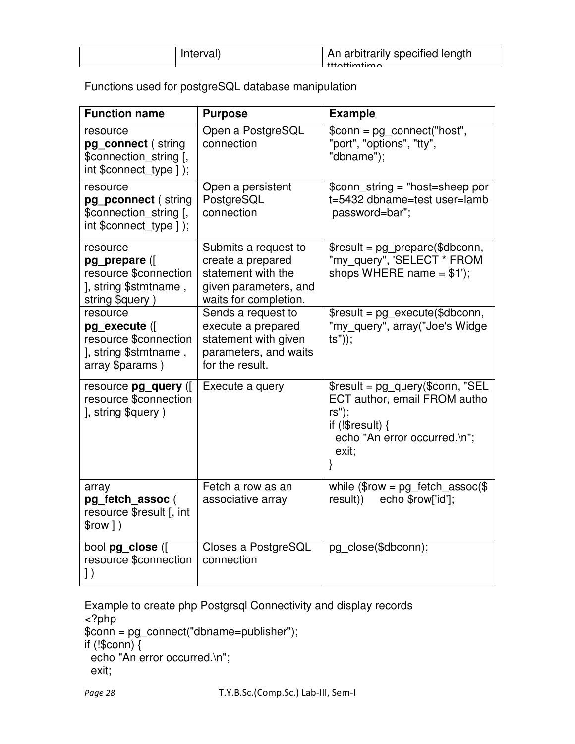| | Interval) | An arbitrarily specified length tttottimtime |
|---|---|---|

Functions used for postgreSQL database manipulation

| **Function name** | **Purpose** | **Example** |
|---|---|---|
| resource **pg_connect** ( string $connection_string [, int $connect_type ] ); | Open a PostgreSQL connection | $conn = pg_connect("host", "port", "options", "tty", "dbname"); |
| resource **pg_pconnect** ( string $connection_string [, int $connect_type ] ); | Open a persistent PostgreSQL connection | $conn_string = "host=sheep port=5432 dbname=test user=lamb password=bar"; |
| resource **pg_prepare** ([ resource $connection ], string $stmtname , string $query ) | Submits a request to create a prepared statement with the given parameters, and waits for completion. | $result = pg_prepare($dbconn, "my_query", 'SELECT * FROM shops WHERE name = $1'); |
| resource **pg_execute** ([ resource $connection ], string $stmtname , array $params ) | Sends a request to execute a prepared statement with given parameters, and waits for the result. | $result = pg_execute($dbconn, "my_query", array("Joe's Widgets")); |
| resource **pg_query** ([ resource $connection ], string $query ) | Execute a query | $result = pg_query($conn, "SELECT author, email FROM authors"); if (!$result) { echo "An error occurred.\n"; exit; } |
| array **pg_fetch_assoc** ( resource $result [, int $row ] ) | Fetch a row as an associative array | while ($row = pg_fetch_assoc($result)) echo $row['id']; |
| bool **pg_close** ([ resource $connection ] ) | Closes a PostgreSQL connection | pg_close($dbconn); |

Example to create php Postgrsql Connectivity and display records

```
<?php
$conn = pg_connect("dbname=publisher");
if (!$conn) {
  echo "An error occurred.\n";
  exit;
```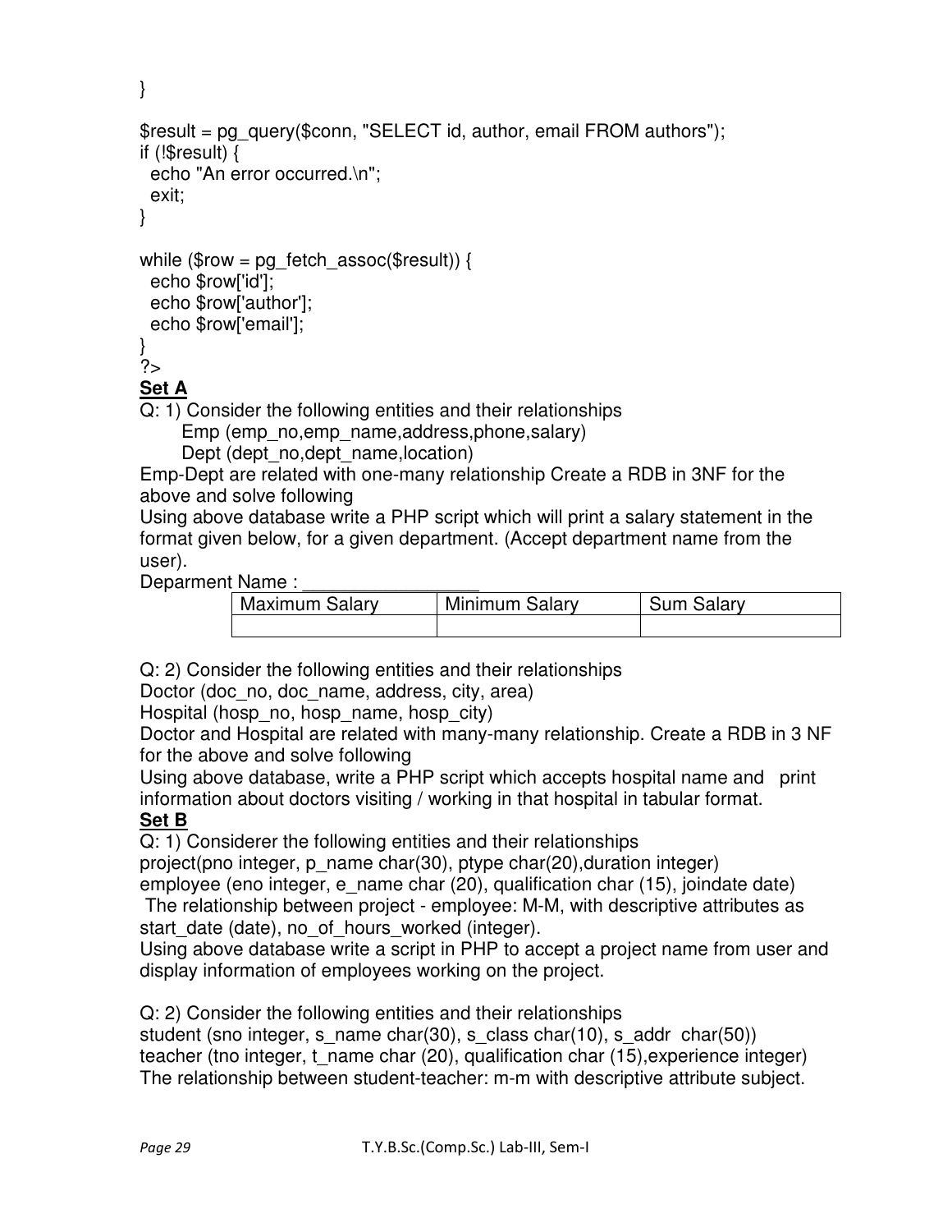```
}

$result = pg_query($conn, "SELECT id, author, email FROM authors");
if (!$result) {
  echo "An error occurred.\n";
  exit;
}

while ($row = pg_fetch_assoc($result)) {
  echo $row['id'];
  echo $row['author'];
  echo $row['email'];
}
?>
```

## Set A

Q: 1) Consider the following entities and their relationships

Emp (emp_no,emp_name,address,phone,salary)

Dept (dept_no,dept_name,location)

Emp-Dept are related with one-many relationship Create a RDB in 3NF for the above and solve following

Using above database write a PHP script which will print a salary statement in the format given below, for a given department. (Accept department name from the user).

Deparment Name : _________________

| Maximum Salary | Minimum Salary | Sum Salary |
|---|---|---|
| | | |

Q: 2) Consider the following entities and their relationships

Doctor (doc_no, doc_name, address, city, area)

Hospital (hosp_no, hosp_name, hosp_city)

Doctor and Hospital are related with many-many relationship. Create a RDB in 3 NF for the above and solve following

Using above database, write a PHP script which accepts hospital name and print information about doctors visiting / working in that hospital in tabular format.

## Set B

Q: 1) Considerer the following entities and their relationships

project(pno integer, p_name char(30), ptype char(20),duration integer)

employee (eno integer, e_name char (20), qualification char (15), joindate date)

The relationship between project - employee: M-M, with descriptive attributes as start_date (date), no_of_hours_worked (integer).

Using above database write a script in PHP to accept a project name from user and display information of employees working on the project.

Q: 2) Consider the following entities and their relationships

student (sno integer, s_name char(30), s_class char(10), s_addr char(50))

teacher (tno integer, t_name char (20), qualification char (15),experience integer)

The relationship between student-teacher: m-m with descriptive attribute subject.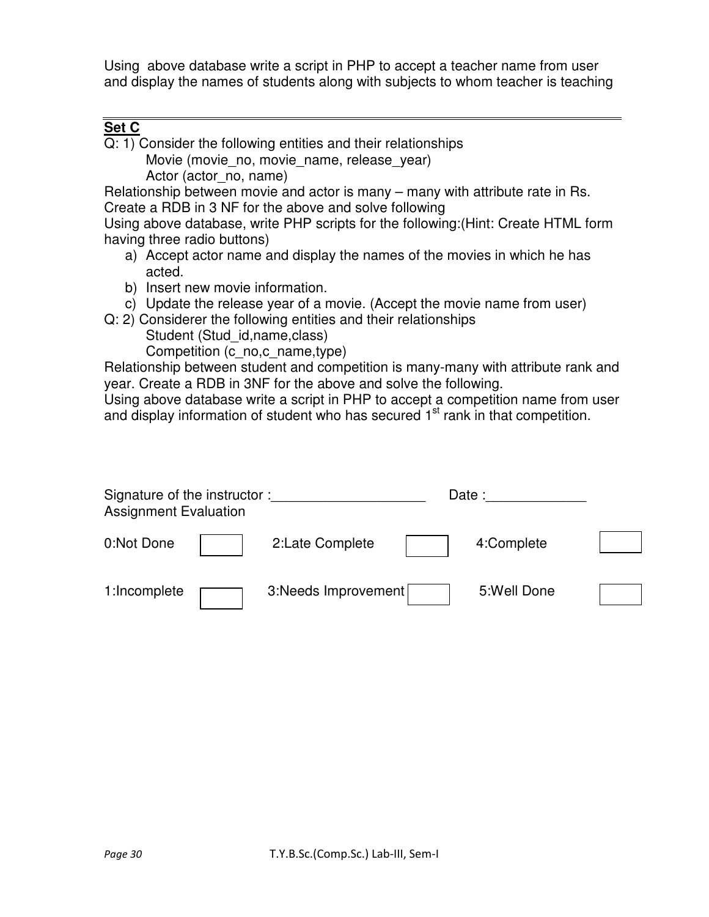Using above database write a script in PHP to accept a teacher name from user and display the names of students along with subjects to whom teacher is teaching

---

**Set C**

Q: 1) Consider the following entities and their relationships

Movie (movie_no, movie_name, release_year)

Actor (actor_no, name)

Relationship between movie and actor is many – many with attribute rate in Rs. Create a RDB in 3 NF for the above and solve following

Using above database, write PHP scripts for the following:(Hint: Create HTML form having three radio buttons)

a) Accept actor name and display the names of the movies in which he has acted.
b) Insert new movie information.
c) Update the release year of a movie. (Accept the movie name from user)

Q: 2) Considerer the following entities and their relationships

Student (Stud_id,name,class)

Competition (c_no,c_name,type)

Relationship between student and competition is many-many with attribute rank and year. Create a RDB in 3NF for the above and solve the following.

Using above database write a script in PHP to accept a competition name from user and display information of student who has secured 1$^{st}$ rank in that competition.

Signature of the instructor :____________________ Date :_____________

Assignment Evaluation

| 0:Not Done | | 2:Late Complete | | 4:Complete | |
|---|---|---|---|---|---|
| 1:Incomplete | | 3:Needs Improvement | | 5:Well Done | |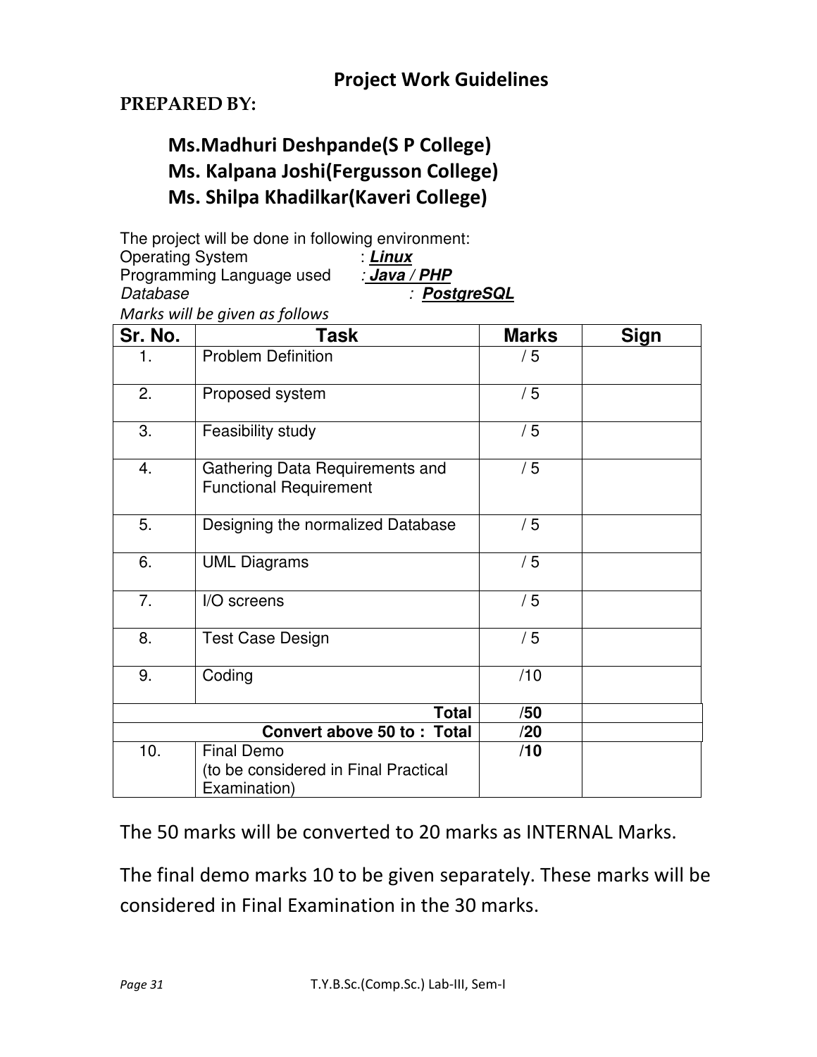## Project Work Guidelines

**PREPARED BY:**

**Ms.Madhuri Deshpande(S P College)**
**Ms. Kalpana Joshi(Fergusson College)**
**Ms. Shilpa Khadilkar(Kaveri College)**

The project will be done in following environment:
Operating System : ***Linux***
Programming Language used : ***Java / PHP***
*Database* : ***PostgreSQL***

*Marks will be given as follows*

| Sr. No. | Task | Marks | Sign |
|---|---|---|---|
| 1. | Problem Definition | / 5 | |
| 2. | Proposed system | / 5 | |
| 3. | Feasibility study | / 5 | |
| 4. | Gathering Data Requirements and Functional Requirement | / 5 | |
| 5. | Designing the normalized Database | / 5 | |
| 6. | UML Diagrams | / 5 | |
| 7. | I/O screens | / 5 | |
| 8. | Test Case Design | / 5 | |
| 9. | Coding | /10 | |
| | **Total** | **/50** | |
| | **Convert above 50 to : Total** | **/20** | |
| 10. | Final Demo (to be considered in Final Practical Examination) | **/10** | |

The 50 marks will be converted to 20 marks as INTERNAL Marks.

The final demo marks 10 to be given separately. These marks will be considered in Final Examination in the 30 marks.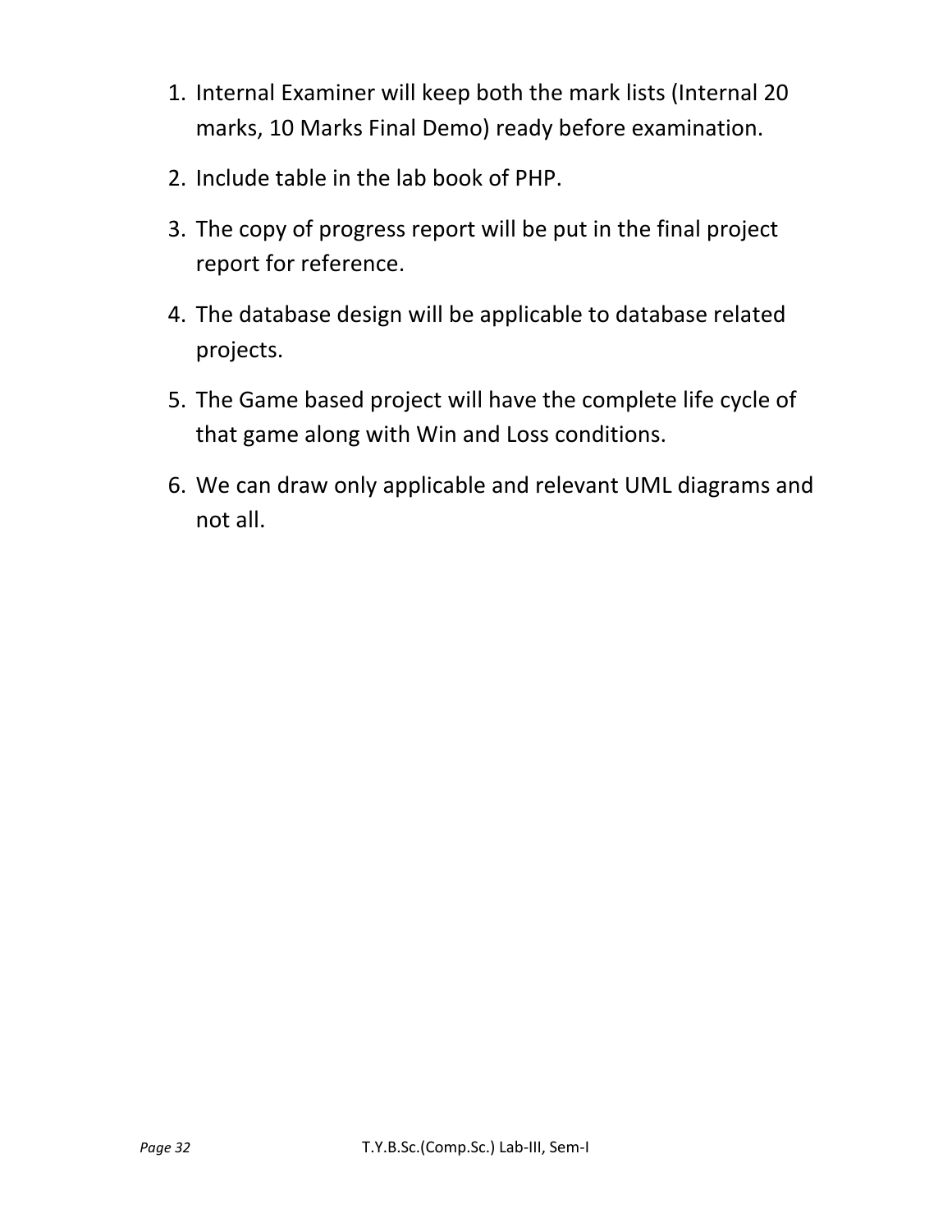1. Internal Examiner will keep both the mark lists (Internal 20 marks, 10 Marks Final Demo) ready before examination.
2. Include table in the lab book of PHP.
3. The copy of progress report will be put in the final project report for reference.
4. The database design will be applicable to database related projects.
5. The Game based project will have the complete life cycle of that game along with Win and Loss conditions.
6. We can draw only applicable and relevant UML diagrams and not all.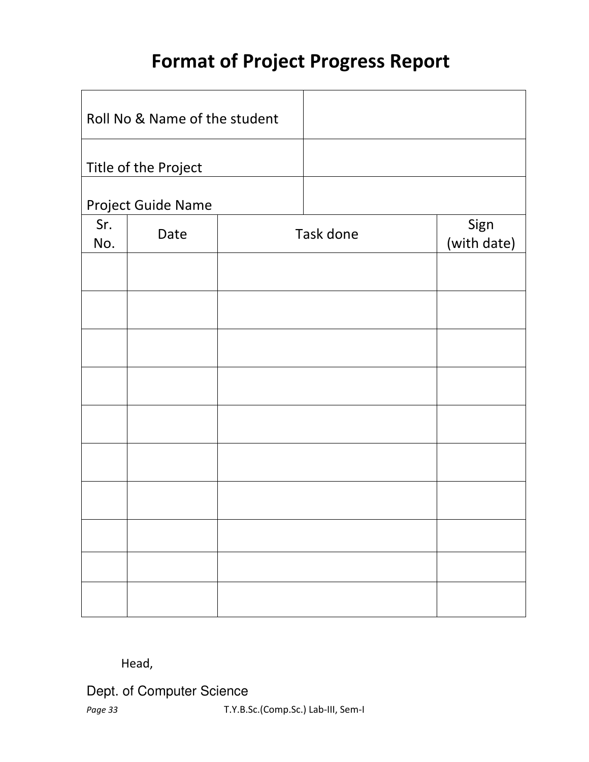# Format of Project Progress Report

| Roll No & Name of the student | |
|---|---|
| Title of the Project | |
| Project Guide Name | |

| Sr. No. | Date | Task done | Sign (with date) |
|---|---|---|---|
| | | | |
| | | | |
| | | | |
| | | | |
| | | | |
| | | | |
| | | | |
| | | | |
| | | | |
| | | | |

Head,

Dept. of Computer Science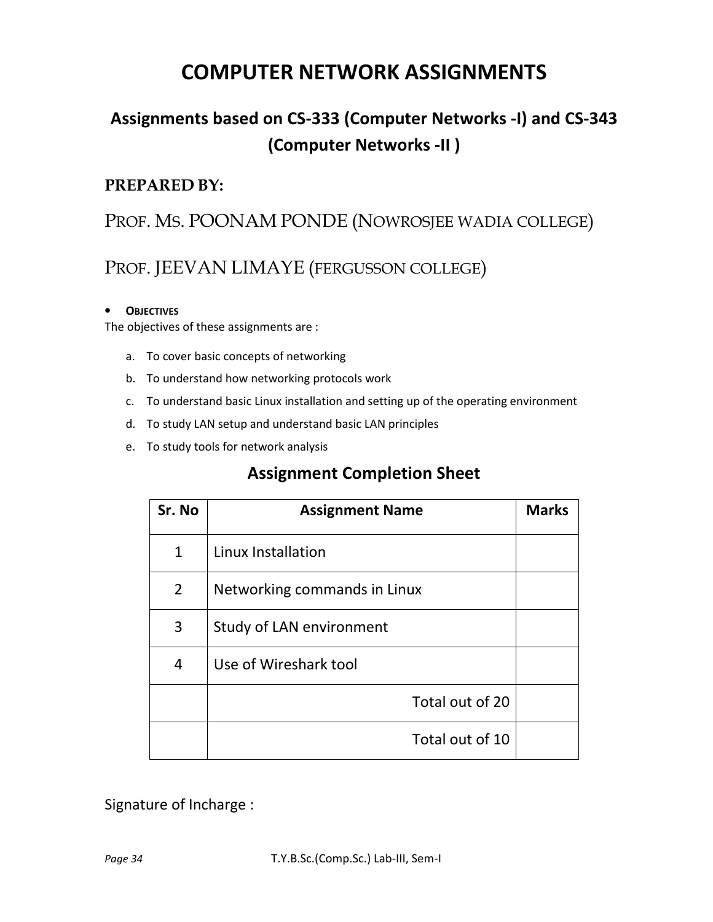# COMPUTER NETWORK ASSIGNMENTS

## Assignments based on CS-333 (Computer Networks -I) and CS-343 (Computer Networks -II )

**PREPARED BY:**

PROF. MS. POONAM PONDE (NOWROSJEE WADIA COLLEGE)

PROF. JEEVAN LIMAYE (FERGUSSON COLLEGE)

- **OBJECTIVES**

The objectives of these assignments are :

a. To cover basic concepts of networking
b. To understand how networking protocols work
c. To understand basic Linux installation and setting up of the operating environment
d. To study LAN setup and understand basic LAN principles
e. To study tools for network analysis

## Assignment Completion Sheet

| Sr. No | Assignment Name | Marks |
|---|---|---|
| 1 | Linux Installation | |
| 2 | Networking commands in Linux | |
| 3 | Study of LAN environment | |
| 4 | Use of Wireshark tool | |
| | Total out of 20 | |
| | Total out of 10 | |

Signature of Incharge :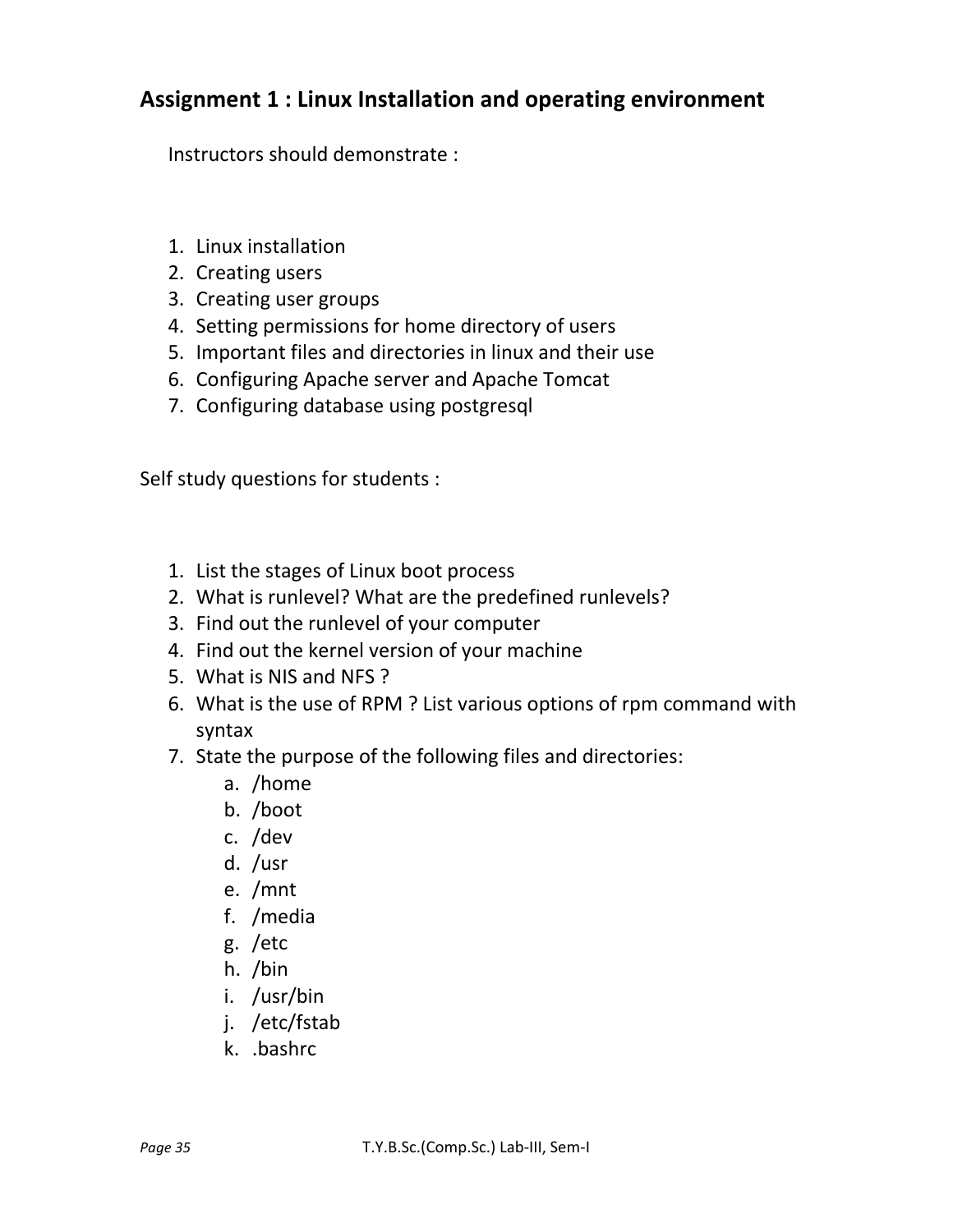## Assignment 1 : Linux Installation and operating environment

Instructors should demonstrate :

1. Linux installation
2. Creating users
3. Creating user groups
4. Setting permissions for home directory of users
5. Important files and directories in linux and their use
6. Configuring Apache server and Apache Tomcat
7. Configuring database using postgresql

Self study questions for students :

1. List the stages of Linux boot process
2. What is runlevel? What are the predefined runlevels?
3. Find out the runlevel of your computer
4. Find out the kernel version of your machine
5. What is NIS and NFS ?
6. What is the use of RPM ? List various options of rpm command with syntax
7. State the purpose of the following files and directories:
    a. /home
    b. /boot
    c. /dev
    d. /usr
    e. /mnt
    f. /media
    g. /etc
    h. /bin
    i. /usr/bin
    j. /etc/fstab
    k. .bashrc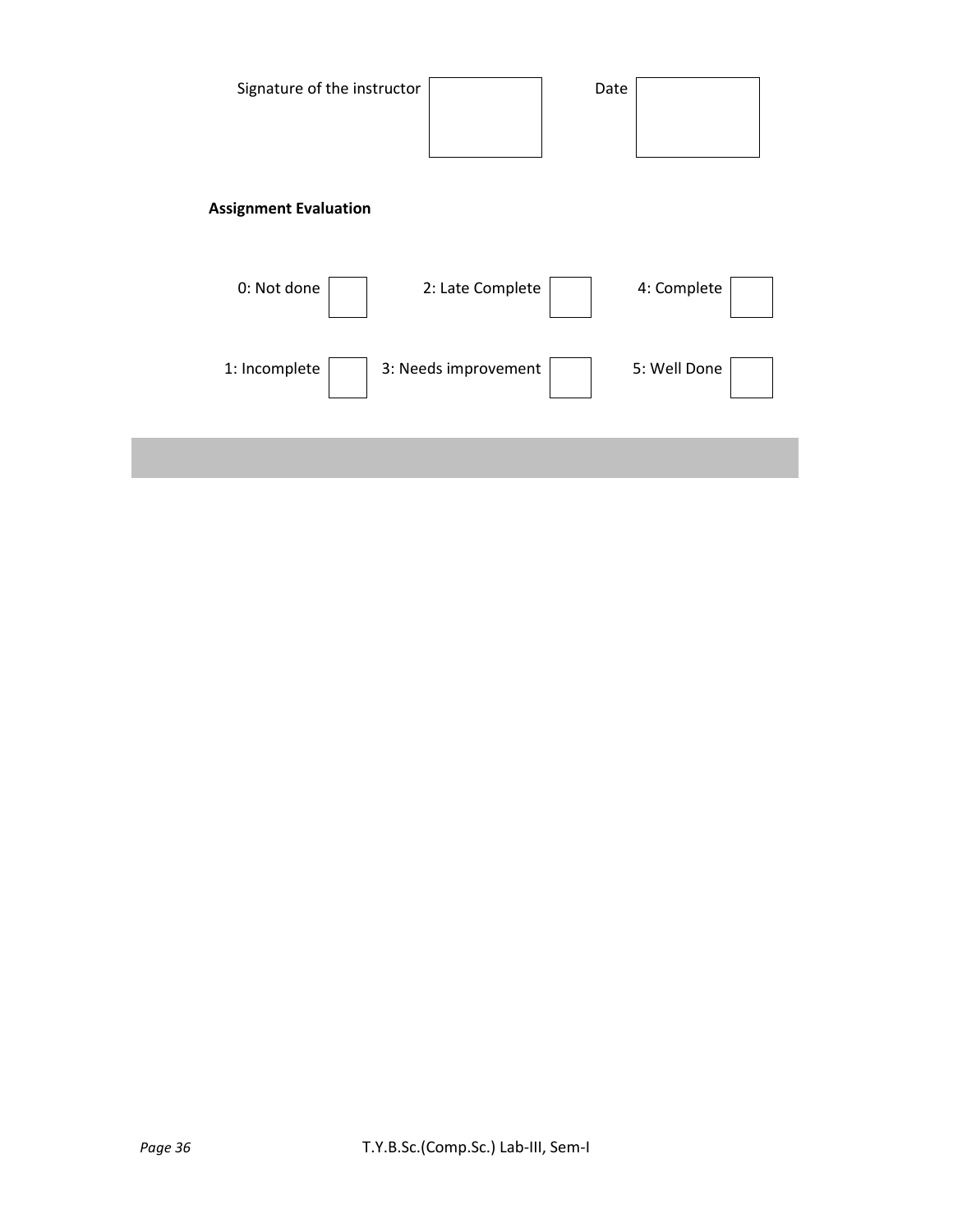Signature of the instructor | | Date | |

**Assignment Evaluation**

| | | | | | |
|---|---|---|---|---|---|
| 0: Not done | | 2: Late Complete | | 4: Complete | |
| 1: Incomplete | | 3: Needs improvement | | 5: Well Done | |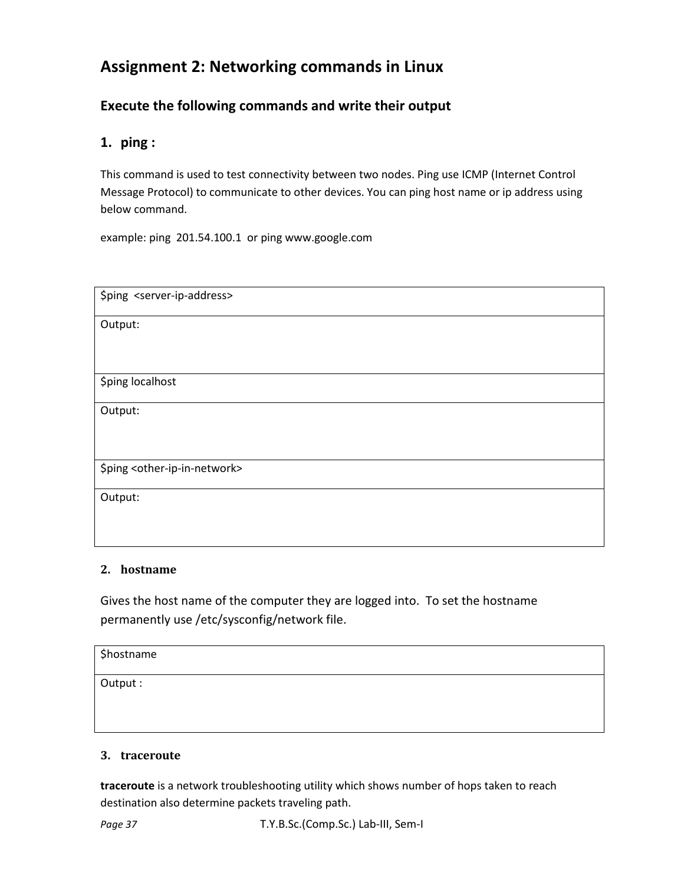## Assignment 2: Networking commands in Linux

### Execute the following commands and write their output

### 1. ping :

This command is used to test connectivity between two nodes. Ping use ICMP (Internet Control Message Protocol) to communicate to other devices. You can ping host name or ip address using below command.

example: ping 201.54.100.1 or ping www.google.com

| $ping <server-ip-address> |
|---|
| Output: |
| $ping localhost |
| Output: |
| $ping <other-ip-in-network> |
| Output: |

### 2. hostname

Gives the host name of the computer they are logged into. To set the hostname permanently use /etc/sysconfig/network file.

| $hostname |
|---|
| Output : |

### 3. traceroute

**traceroute** is a network troubleshooting utility which shows number of hops taken to reach destination also determine packets traveling path.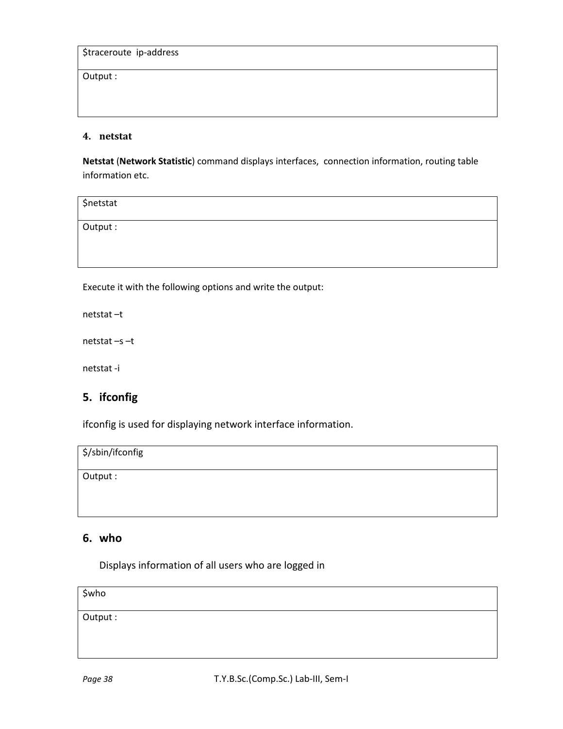| $traceroute  ip-address |
| --- |
| Output : |

#### 4. netstat

**Netstat** (**Network Statistic**) command displays interfaces,  connection information, routing table information etc.

| $netstat |
| --- |
| Output : |

Execute it with the following options and write the output:

netstat –t

netstat –s –t

netstat -i

### 5. ifconfig

ifconfig is used for displaying network interface information.

| $/sbin/ifconfig |
| --- |
| Output : |

### 6. who

Displays information of all users who are logged in

| $who |
| --- |
| Output : |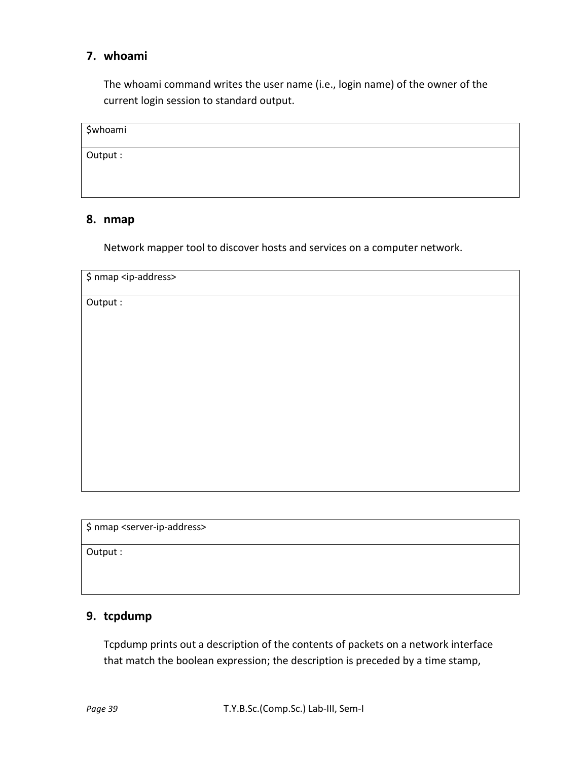### 7. whoami

The whoami command writes the user name (i.e., login name) of the owner of the current login session to standard output.

| $whoami |
| --- |
| Output : |

### 8. nmap

Network mapper tool to discover hosts and services on a computer network.

| $ nmap <ip-address> |
| --- |
| Output : |

| $ nmap <server-ip-address> |
| --- |
| Output : |

### 9. tcpdump

Tcpdump prints out a description of the contents of packets on a network interface that match the boolean expression; the description is preceded by a time stamp,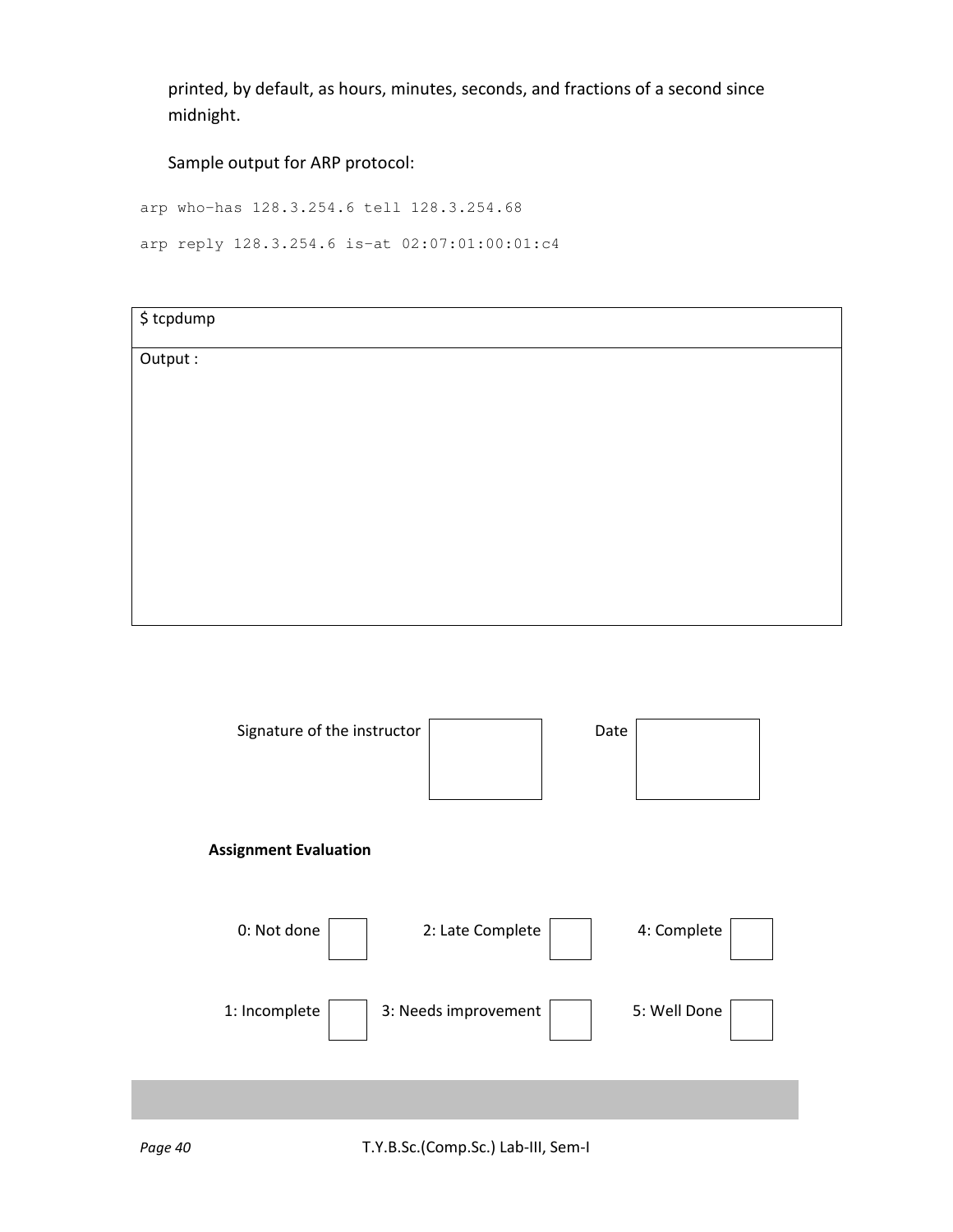printed, by default, as hours, minutes, seconds, and fractions of a second since midnight.

Sample output for ARP protocol:

```
arp who-has 128.3.254.6 tell 128.3.254.68

arp reply 128.3.254.6 is-at 02:07:01:00:01:c4
```

| $ tcpdump |
|---|
| Output : |

Signature of the instructor | | Date | |

**Assignment Evaluation**

| 0: Not done | | 2: Late Complete | | 4: Complete | |
|---|---|---|---|---|---|
| 1: Incomplete | | 3: Needs improvement | | 5: Well Done | |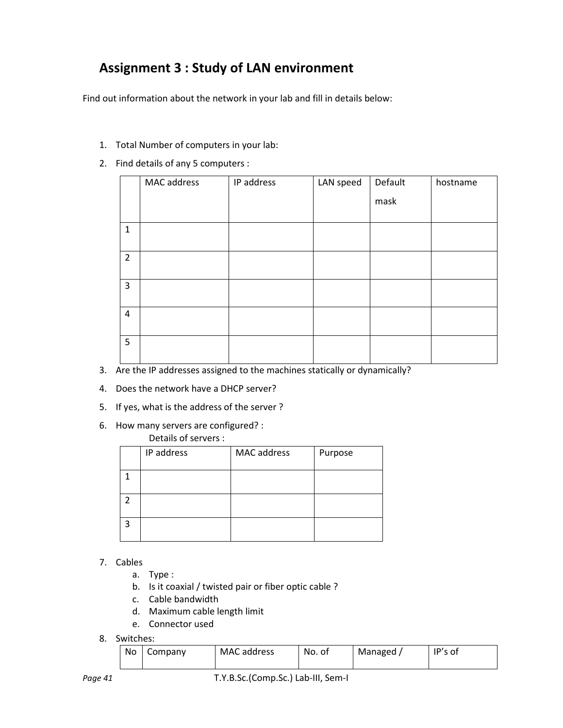# Assignment 3 : Study of LAN environment

Find out information about the network in your lab and fill in details below:

1. Total Number of computers in your lab:
2. Find details of any 5 computers :

| | MAC address | IP address | LAN speed | Default mask | hostname |
|---|---|---|---|---|---|
| 1 | | | | | |
| 2 | | | | | |
| 3 | | | | | |
| 4 | | | | | |
| 5 | | | | | |

3. Are the IP addresses assigned to the machines statically or dynamically?
4. Does the network have a DHCP server?
5. If yes, what is the address of the server ?
6. How many servers are configured? :

   Details of servers :

| | IP address | MAC address | Purpose |
|---|---|---|---|
| 1 | | | |
| 2 | | | |
| 3 | | | |

7. Cables
   a. Type :
   b. Is it coaxial / twisted pair or fiber optic cable ?
   c. Cable bandwidth
   d. Maximum cable length limit
   e. Connector used
8. Switches:

| No | Company | MAC address | No. of | Managed / | IP's of |
|---|---|---|---|---|---|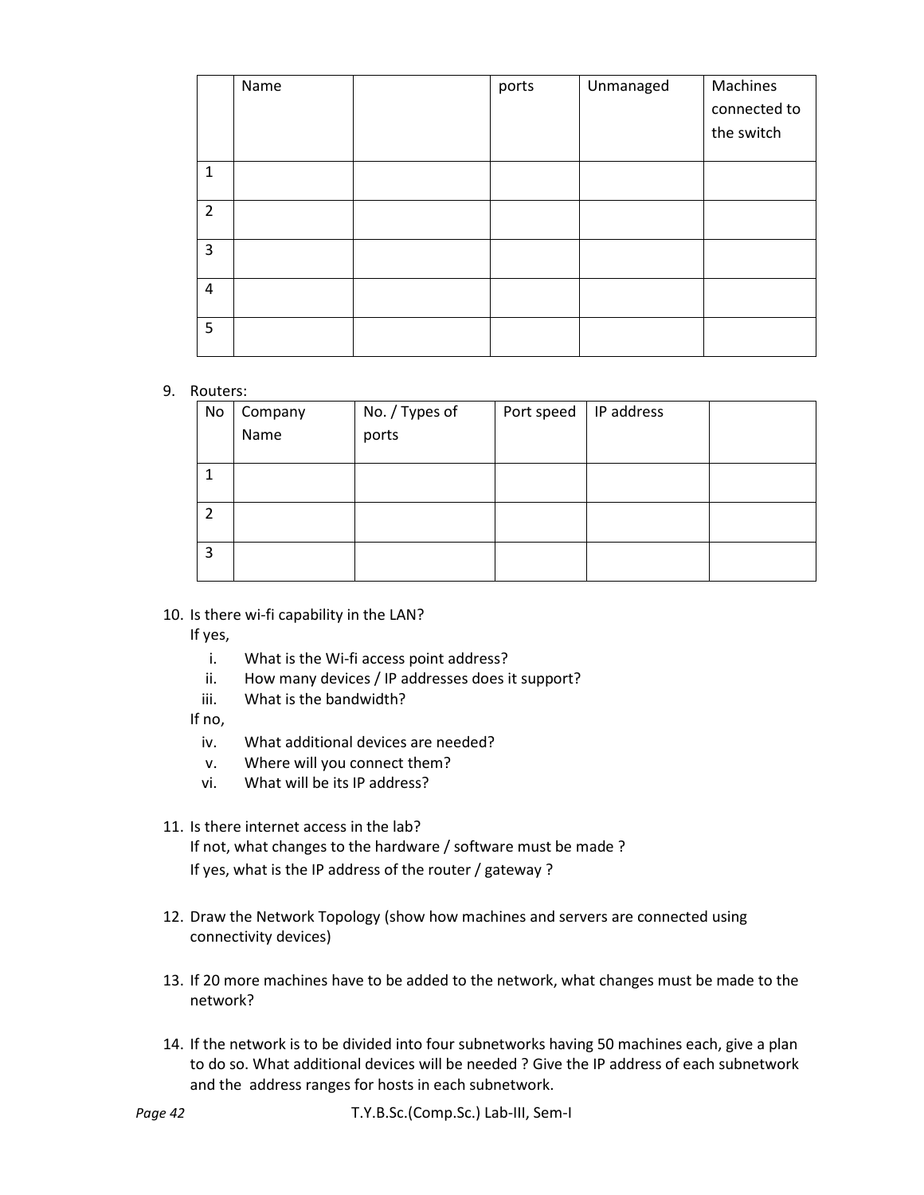|  | Name |  | ports | Unmanaged | Machines connected to the switch |
| --- | --- | --- | --- | --- | --- |
| 1 |  |  |  |  |  |
| 2 |  |  |  |  |  |
| 3 |  |  |  |  |  |
| 4 |  |  |  |  |  |
| 5 |  |  |  |  |  |

9. Routers:

| No | Company Name | No. / Types of ports | Port speed | IP address |  |
| --- | --- | --- | --- | --- | --- |
| 1 |  |  |  |  |  |
| 2 |  |  |  |  |  |
| 3 |  |  |  |  |  |

10. Is there wi-fi capability in the LAN?
    If yes,
    i. What is the Wi-fi access point address?
    ii. How many devices / IP addresses does it support?
    iii. What is the bandwidth?
    If no,
    iv. What additional devices are needed?
    v. Where will you connect them?
    vi. What will be its IP address?

11. Is there internet access in the lab?
    If not, what changes to the hardware / software must be made ?
    If yes, what is the IP address of the router / gateway ?

12. Draw the Network Topology (show how machines and servers are connected using connectivity devices)

13. If 20 more machines have to be added to the network, what changes must be made to the network?

14. If the network is to be divided into four subnetworks having 50 machines each, give a plan to do so. What additional devices will be needed ? Give the IP address of each subnetwork and the address ranges for hosts in each subnetwork.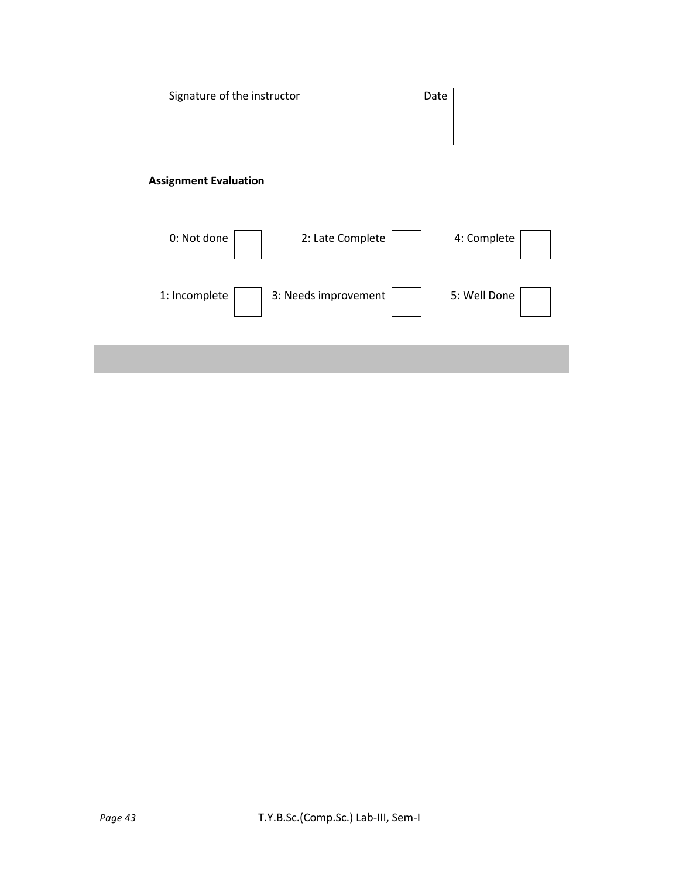Signature of the instructor | | Date | |

**Assignment Evaluation**

| 0: Not done | | 2: Late Complete | | 4: Complete | |
|---|---|---|---|---|---|
| 1: Incomplete | | 3: Needs improvement | | 5: Well Done | |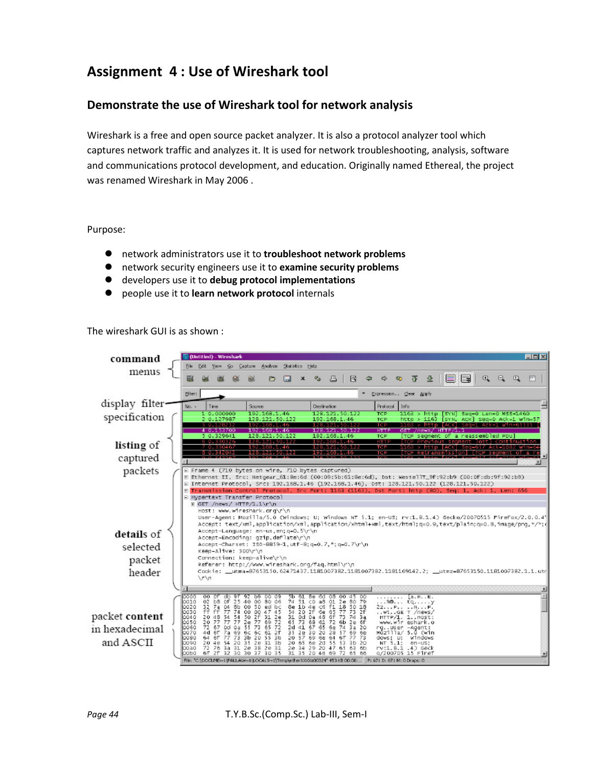## Assignment 4 : Use of Wireshark tool

### Demonstrate the use of Wireshark tool for network analysis

Wireshark is a free and open source packet analyzer. It is also a protocol analyzer tool which captures network traffic and analyzes it. It is used for network troubleshooting, analysis, software and communications protocol development, and education. Originally named Ethereal, the project was renamed Wireshark in May 2006 .

Purpose:

- network administrators use it to **troubleshoot network problems**
- network security engineers use it to **examine security problems**
- developers use it to **debug protocol implementations**
- people use it to **learn network protocol** internals

The wireshark GUI is as shown :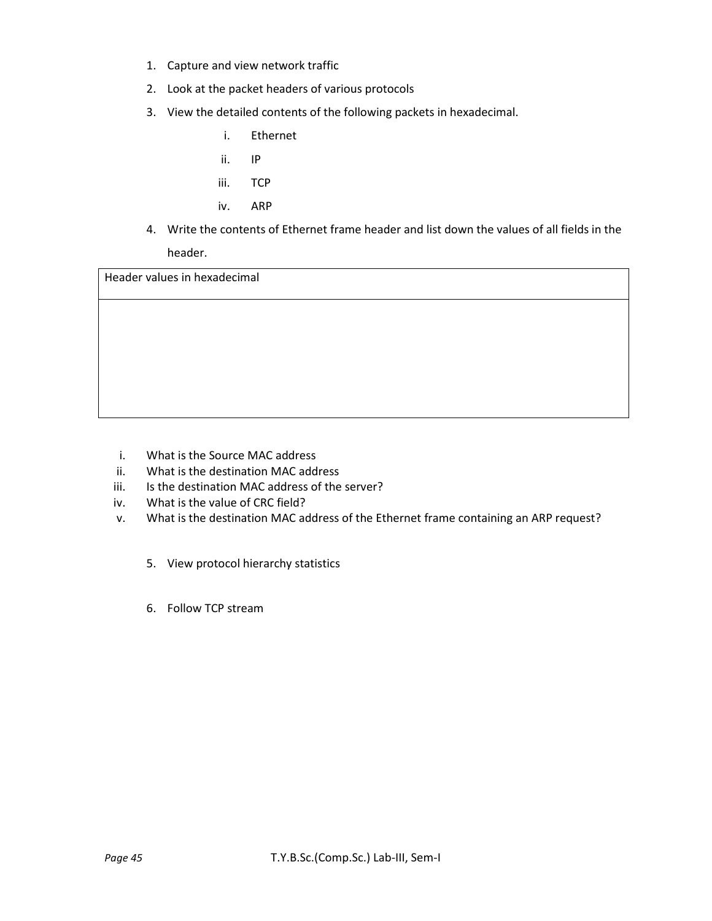1. Capture and view network traffic
2. Look at the packet headers of various protocols
3. View the detailed contents of the following packets in hexadecimal.
    i. Ethernet
    ii. IP
    iii. TCP
    iv. ARP
4. Write the contents of Ethernet frame header and list down the values of all fields in the header.

| Header values in hexadecimal |
| --- |
| |

i. What is the Source MAC address
ii. What is the destination MAC address
iii. Is the destination MAC address of the server?
iv. What is the value of CRC field?
v. What is the destination MAC address of the Ethernet frame containing an ARP request?

5. View protocol hierarchy statistics

6. Follow TCP stream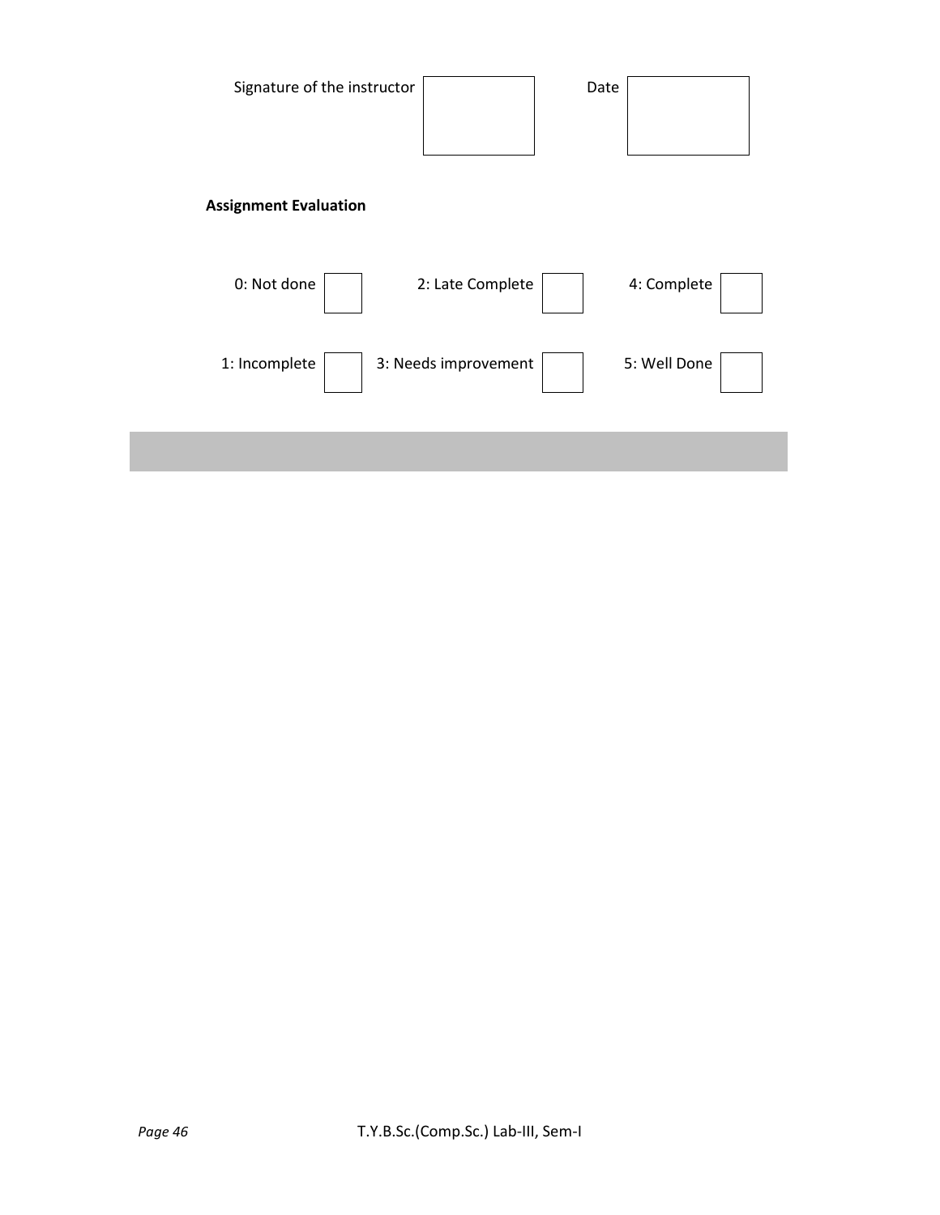Signature of the instructor 

Date 

**Assignment Evaluation**

0: Not done 

2: Late Complete 

4: Complete 

1: Incomplete 

3: Needs improvement 

5: Well Done